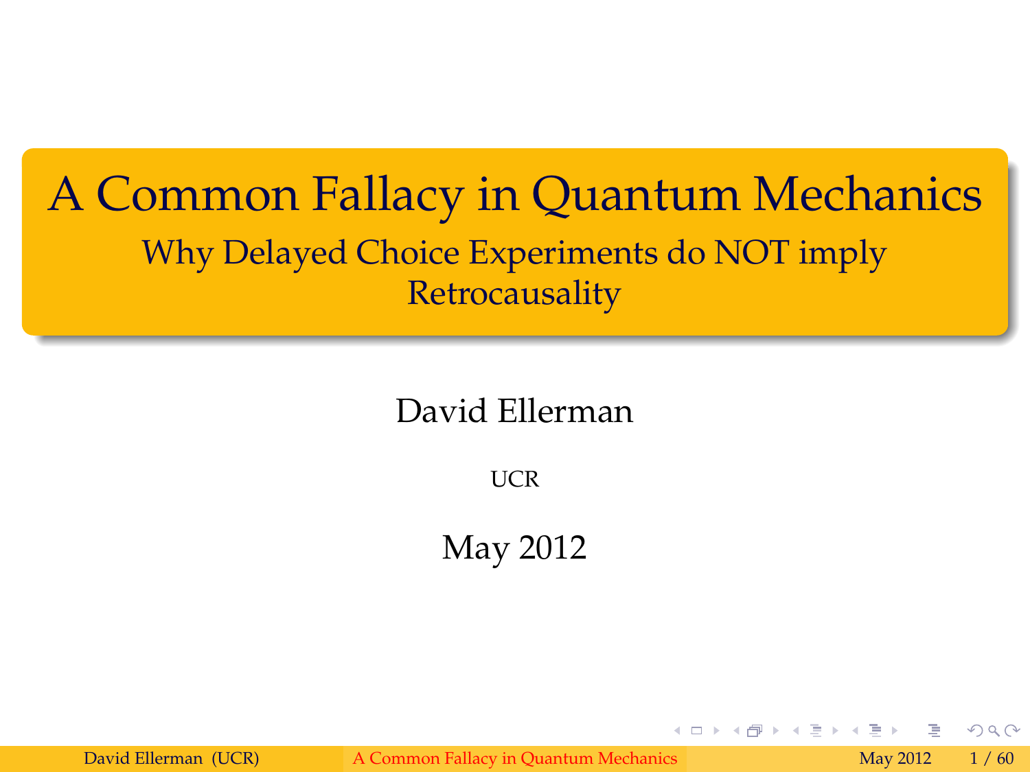# A Common Fallacy in Quantum Mechanics

## Why Delayed Choice Experiments do NOT imply Retrocausality

David Ellerman

UCR

May 2012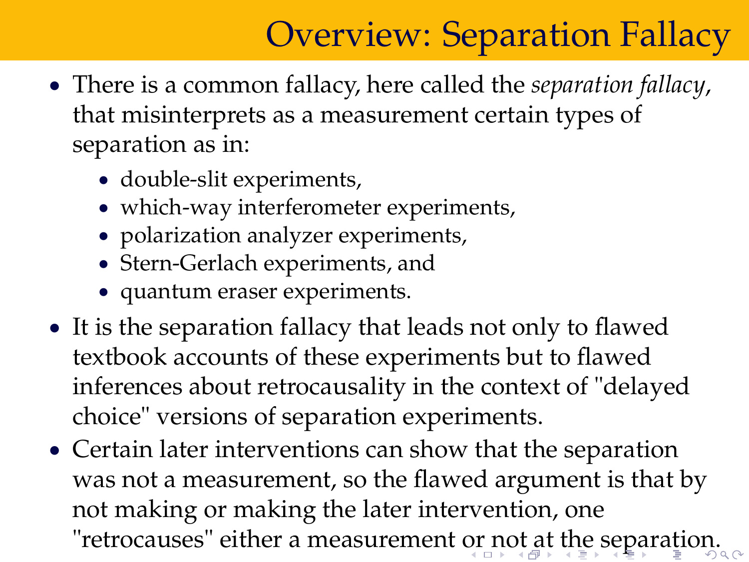# Overview: Separation Fallacy

- There is a common fallacy, here called the *separation fallacy*, that misinterprets as a measurement certain types of separation as in:
  - double-slit experiments,
  - which-way interferometer experiments,
  - polarization analyzer experiments,
  - Stern-Gerlach experiments, and
  - quantum eraser experiments.
- It is the separation fallacy that leads not only to flawed textbook accounts of these experiments but to flawed inferences about retrocausality in the context of "delayed choice" versions of separation experiments.
- Certain later interventions can show that the separation was not a measurement, so the flawed argument is that by not making or making the later intervention, one "retrocauses" either a measurement or not at the separation.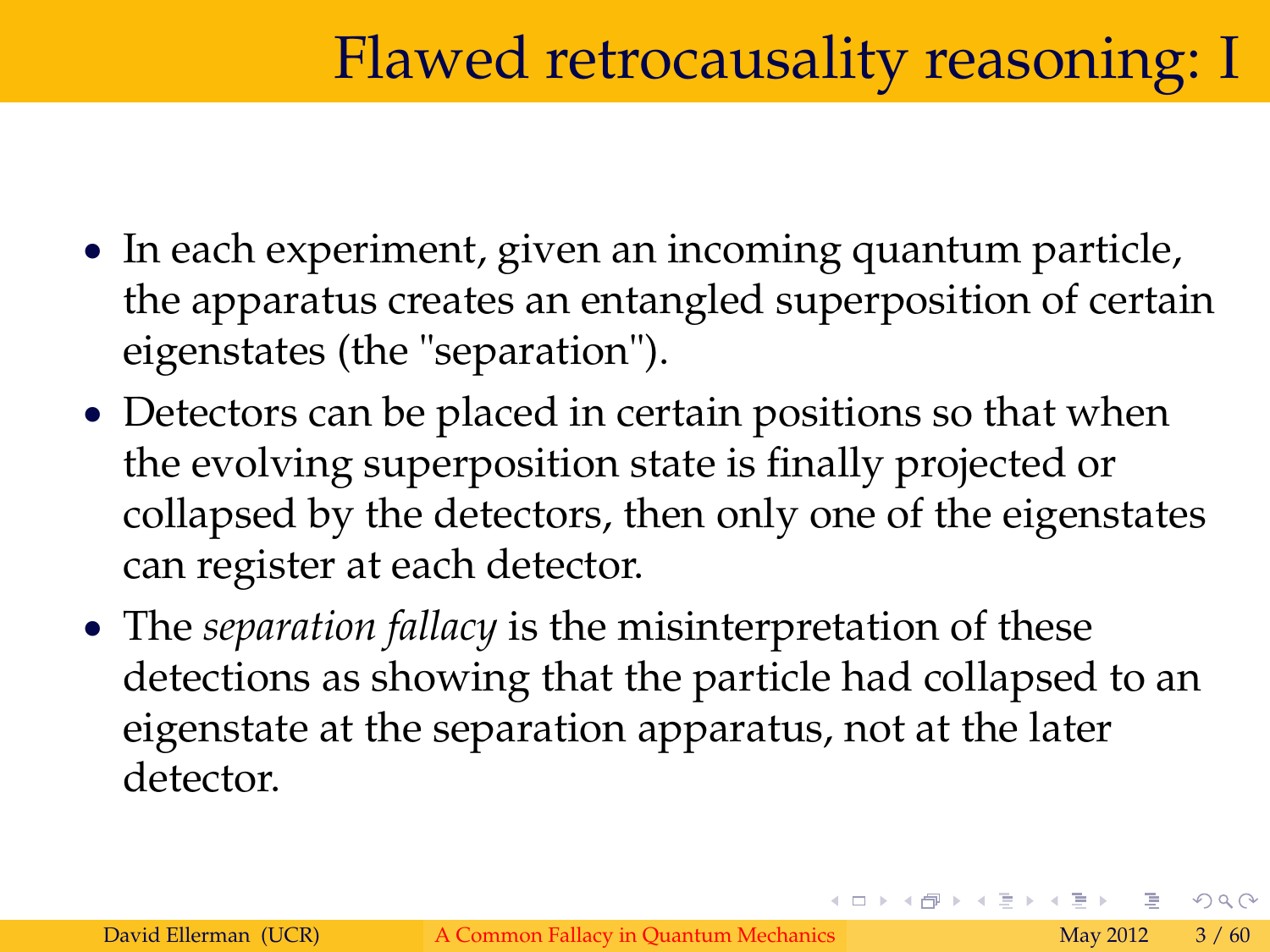# Flawed retrocausality reasoning: I

- In each experiment, given an incoming quantum particle, the apparatus creates an entangled superposition of certain eigenstates (the "separation").
- Detectors can be placed in certain positions so that when the evolving superposition state is finally projected or collapsed by the detectors, then only one of the eigenstates can register at each detector.
- The *separation fallacy* is the misinterpretation of these detections as showing that the particle had collapsed to an eigenstate at the separation apparatus, not at the later detector.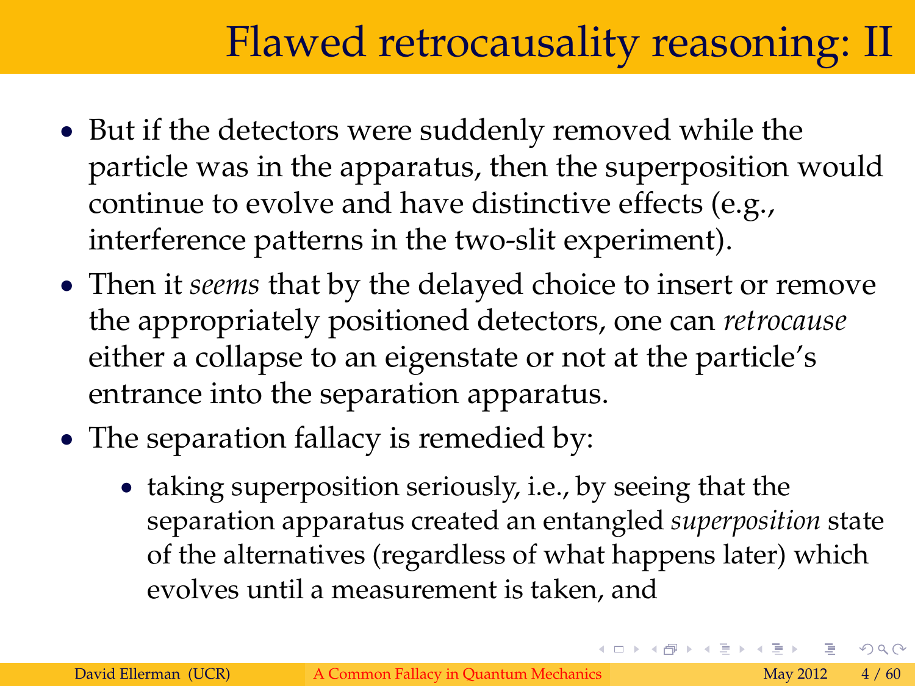# Flawed retrocausality reasoning: II

- But if the detectors were suddenly removed while the particle was in the apparatus, then the superposition would continue to evolve and have distinctive effects (e.g., interference patterns in the two-slit experiment).
- Then it *seems* that by the delayed choice to insert or remove the appropriately positioned detectors, one can *retrocause* either a collapse to an eigenstate or not at the particle's entrance into the separation apparatus.
- The separation fallacy is remedied by:
  - taking superposition seriously, i.e., by seeing that the separation apparatus created an entangled *superposition* state of the alternatives (regardless of what happens later) which evolves until a measurement is taken, and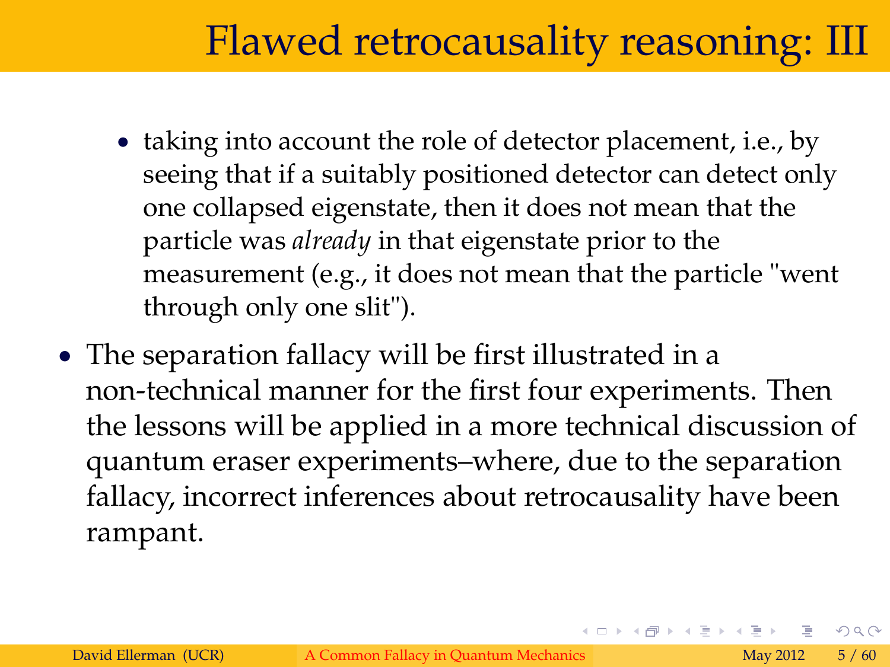# Flawed retrocausality reasoning: III

  - taking into account the role of detector placement, i.e., by seeing that if a suitably positioned detector can detect only one collapsed eigenstate, then it does not mean that the particle was *already* in that eigenstate prior to the measurement (e.g., it does not mean that the particle "went through only one slit").
- The separation fallacy will be first illustrated in a non-technical manner for the first four experiments. Then the lessons will be applied in a more technical discussion of quantum eraser experiments–where, due to the separation fallacy, incorrect inferences about retrocausality have been rampant.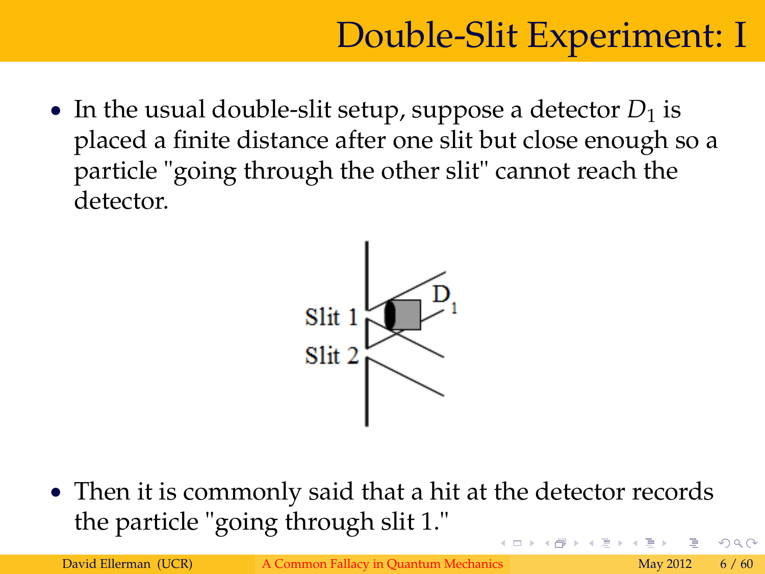# Double-Slit Experiment: I

- In the usual double-slit setup, suppose a detector $D_1$ is placed a finite distance after one slit but close enough so a particle "going through the other slit" cannot reach the detector.

- Then it is commonly said that a hit at the detector records the particle "going through slit 1."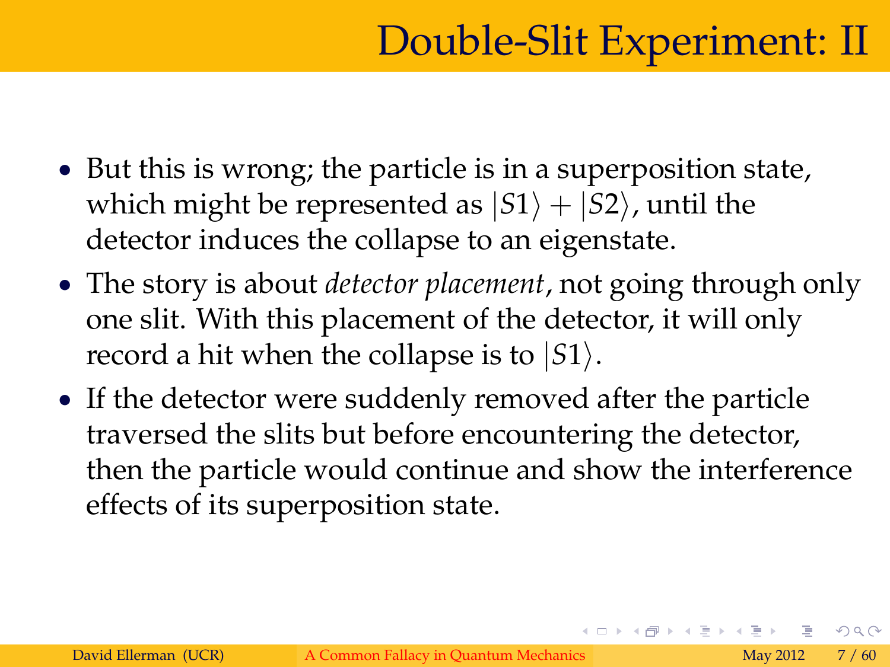# Double-Slit Experiment: II

- But this is wrong; the particle is in a superposition state, which might be represented as $|S1\rangle + |S2\rangle$, until the detector induces the collapse to an eigenstate.
- The story is about *detector placement*, not going through only one slit. With this placement of the detector, it will only record a hit when the collapse is to $|S1\rangle$.
- If the detector were suddenly removed after the particle traversed the slits but before encountering the detector, then the particle would continue and show the interference effects of its superposition state.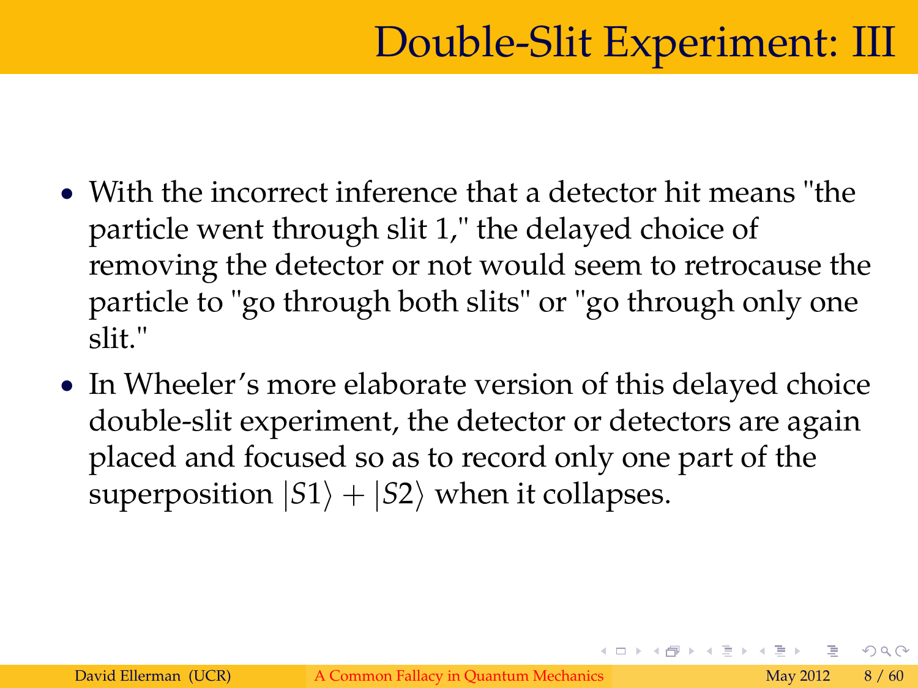# Double-Slit Experiment: III

- With the incorrect inference that a detector hit means "the particle went through slit 1," the delayed choice of removing the detector or not would seem to retrocause the particle to "go through both slits" or "go through only one slit."
- In Wheeler's more elaborate version of this delayed choice double-slit experiment, the detector or detectors are again placed and focused so as to record only one part of the superposition $|S1\rangle + |S2\rangle$ when it collapses.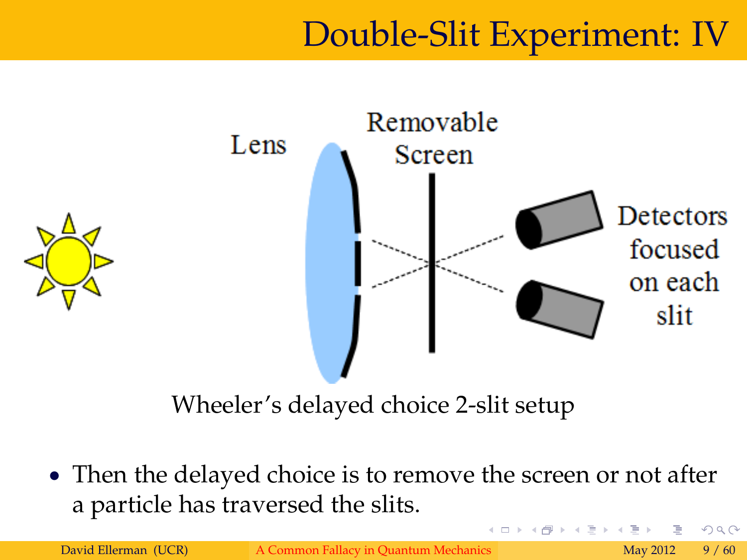# Double-Slit Experiment: IV

Wheeler's delayed choice 2-slit setup

- Then the delayed choice is to remove the screen or not after a particle has traversed the slits.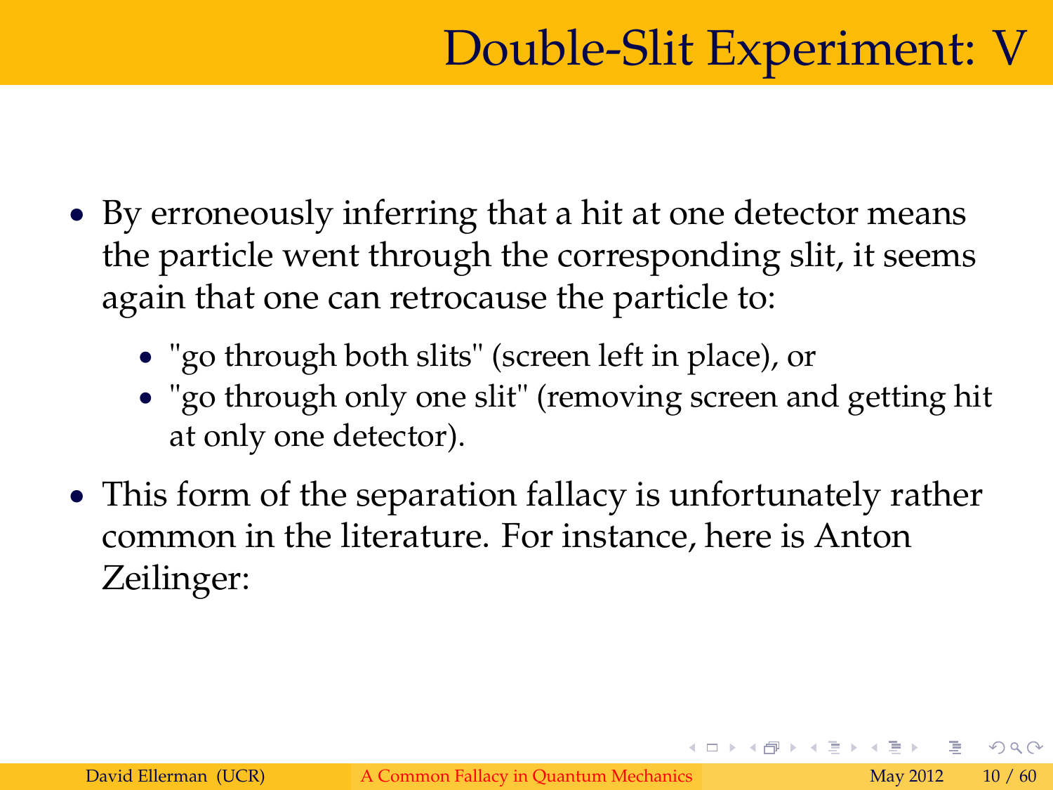# Double-Slit Experiment: V

- By erroneously inferring that a hit at one detector means the particle went through the corresponding slit, it seems again that one can retrocause the particle to:
  - "go through both slits" (screen left in place), or
  - "go through only one slit" (removing screen and getting hit at only one detector).
- This form of the separation fallacy is unfortunately rather common in the literature. For instance, here is Anton Zeilinger: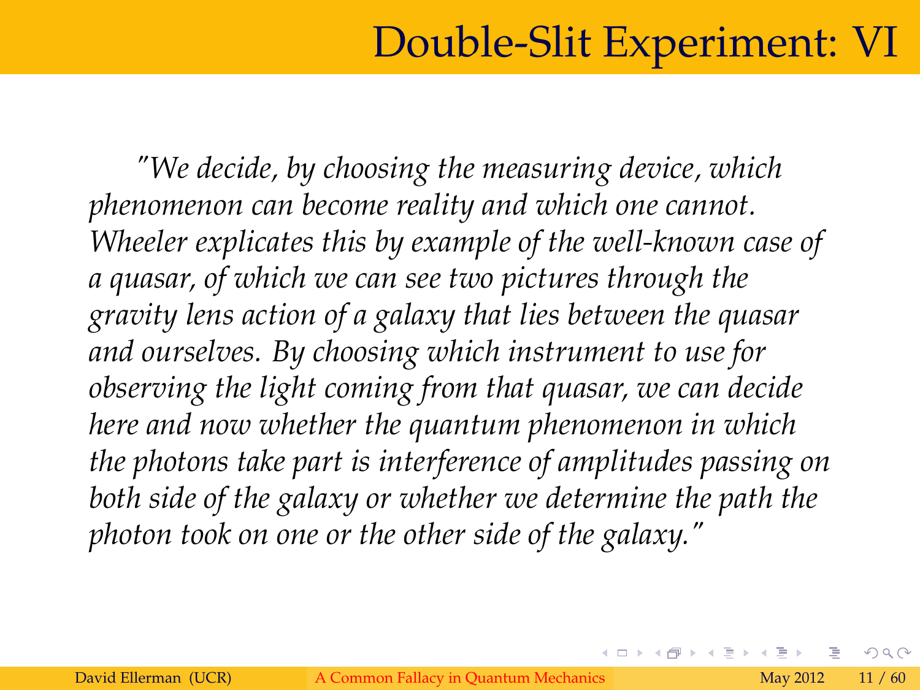# Double-Slit Experiment: VI

*"We decide, by choosing the measuring device, which phenomenon can become reality and which one cannot. Wheeler explicates this by example of the well-known case of a quasar, of which we can see two pictures through the gravity lens action of a galaxy that lies between the quasar and ourselves. By choosing which instrument to use for observing the light coming from that quasar, we can decide here and now whether the quantum phenomenon in which the photons take part is interference of amplitudes passing on both side of the galaxy or whether we determine the path the photon took on one or the other side of the galaxy."*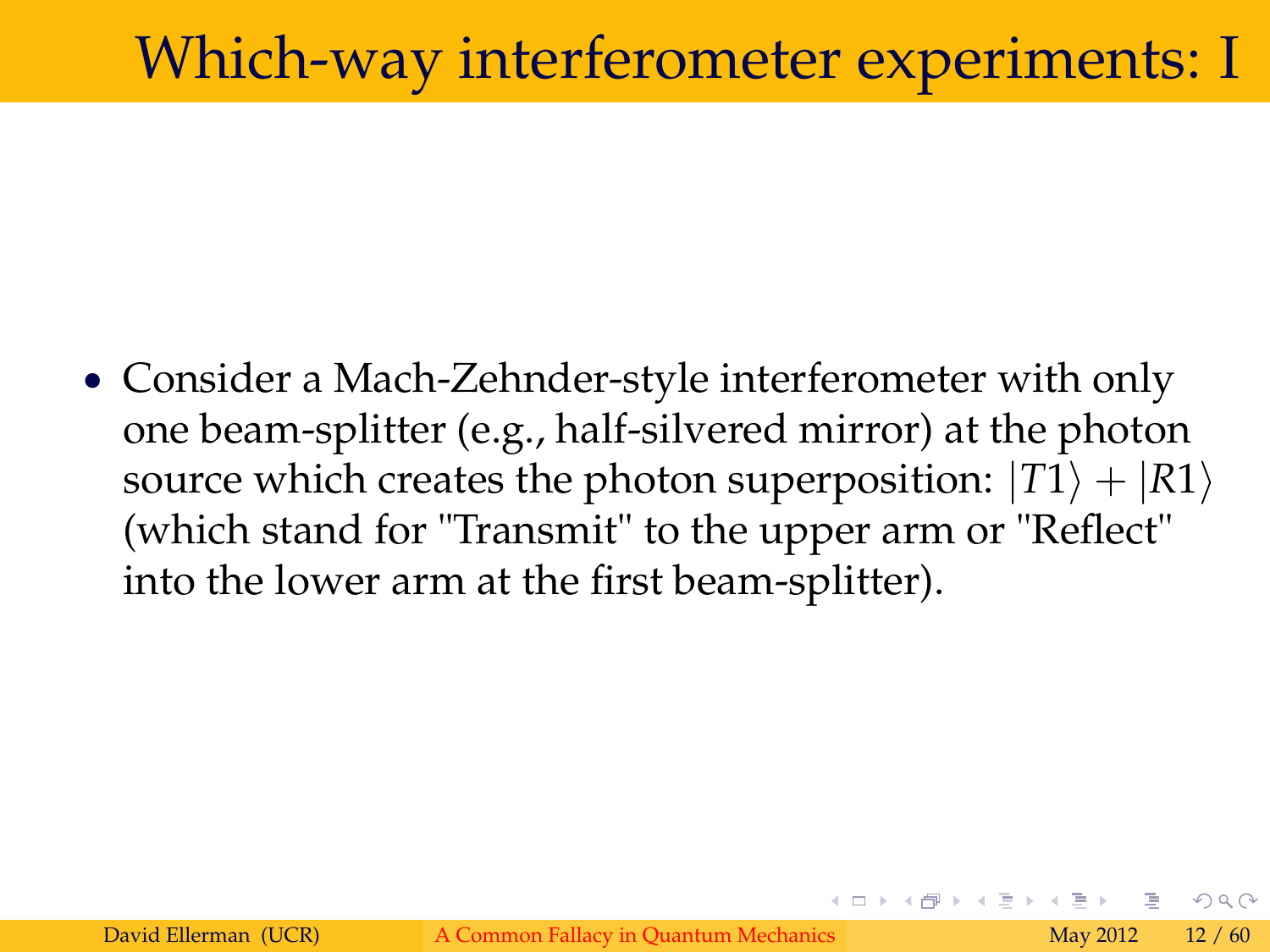# Which-way interferometer experiments: I

- Consider a Mach-Zehnder-style interferometer with only one beam-splitter (e.g., half-silvered mirror) at the photon source which creates the photon superposition: $|T1\rangle + |R1\rangle$ (which stand for "Transmit" to the upper arm or "Reflect" into the lower arm at the first beam-splitter).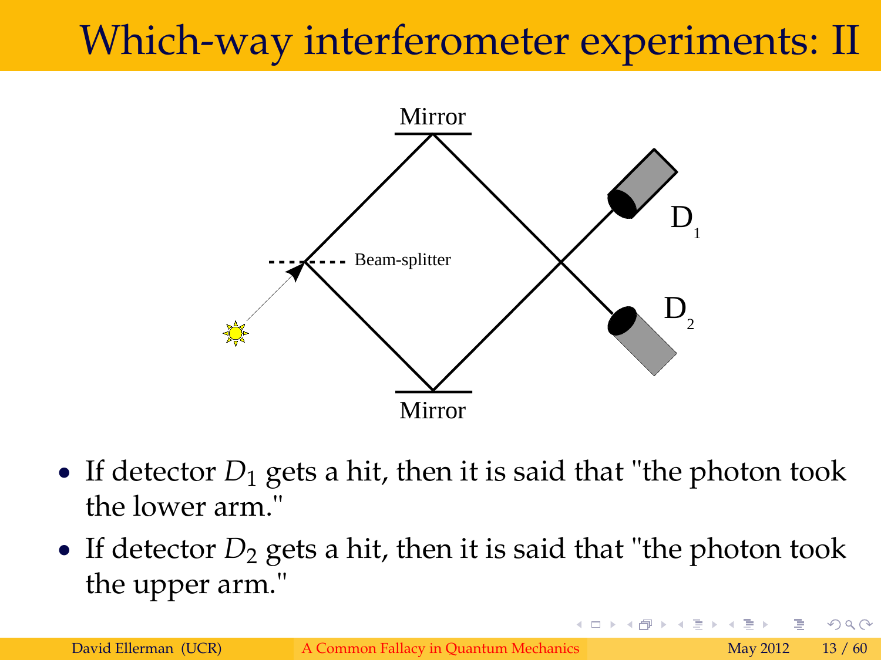# Which-way interferometer experiments: II

- If detector $D_1$ gets a hit, then it is said that "the photon took the lower arm."
- If detector $D_2$ gets a hit, then it is said that "the photon took the upper arm."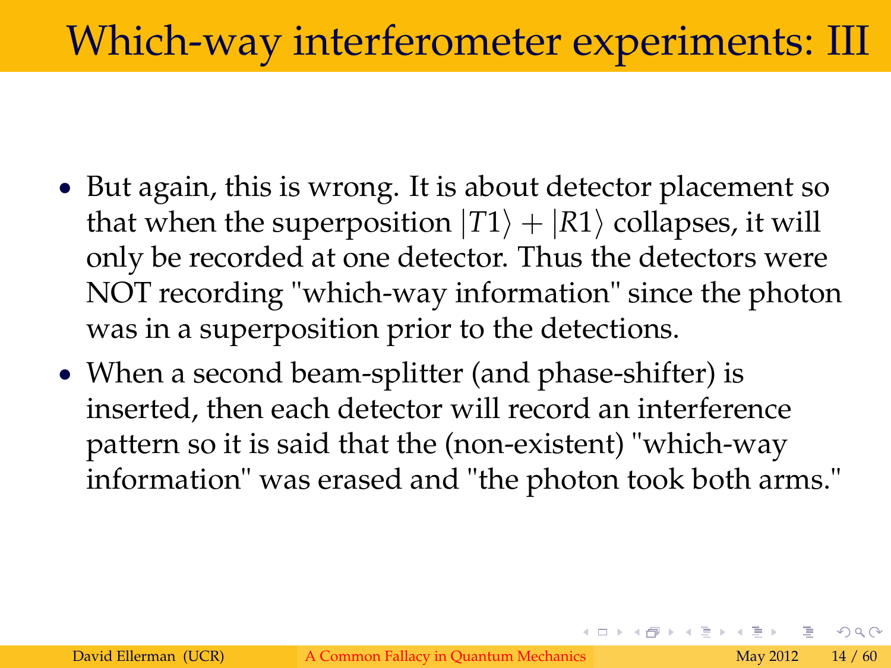# Which-way interferometer experiments: III

- But again, this is wrong. It is about detector placement so that when the superposition $|T1\rangle + |R1\rangle$ collapses, it will only be recorded at one detector. Thus the detectors were NOT recording "which-way information" since the photon was in a superposition prior to the detections.
- When a second beam-splitter (and phase-shifter) is inserted, then each detector will record an interference pattern so it is said that the (non-existent) "which-way information" was erased and "the photon took both arms."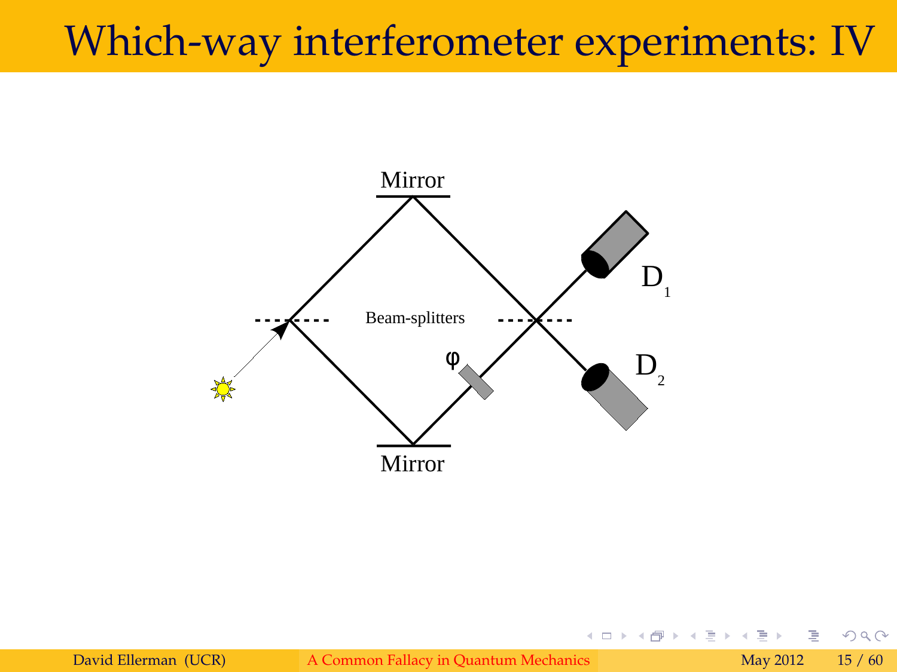# Which-way interferometer experiments: IV

Mirror

Beam-splitters

$\varphi$

$D_1$

$D_2$

Mirror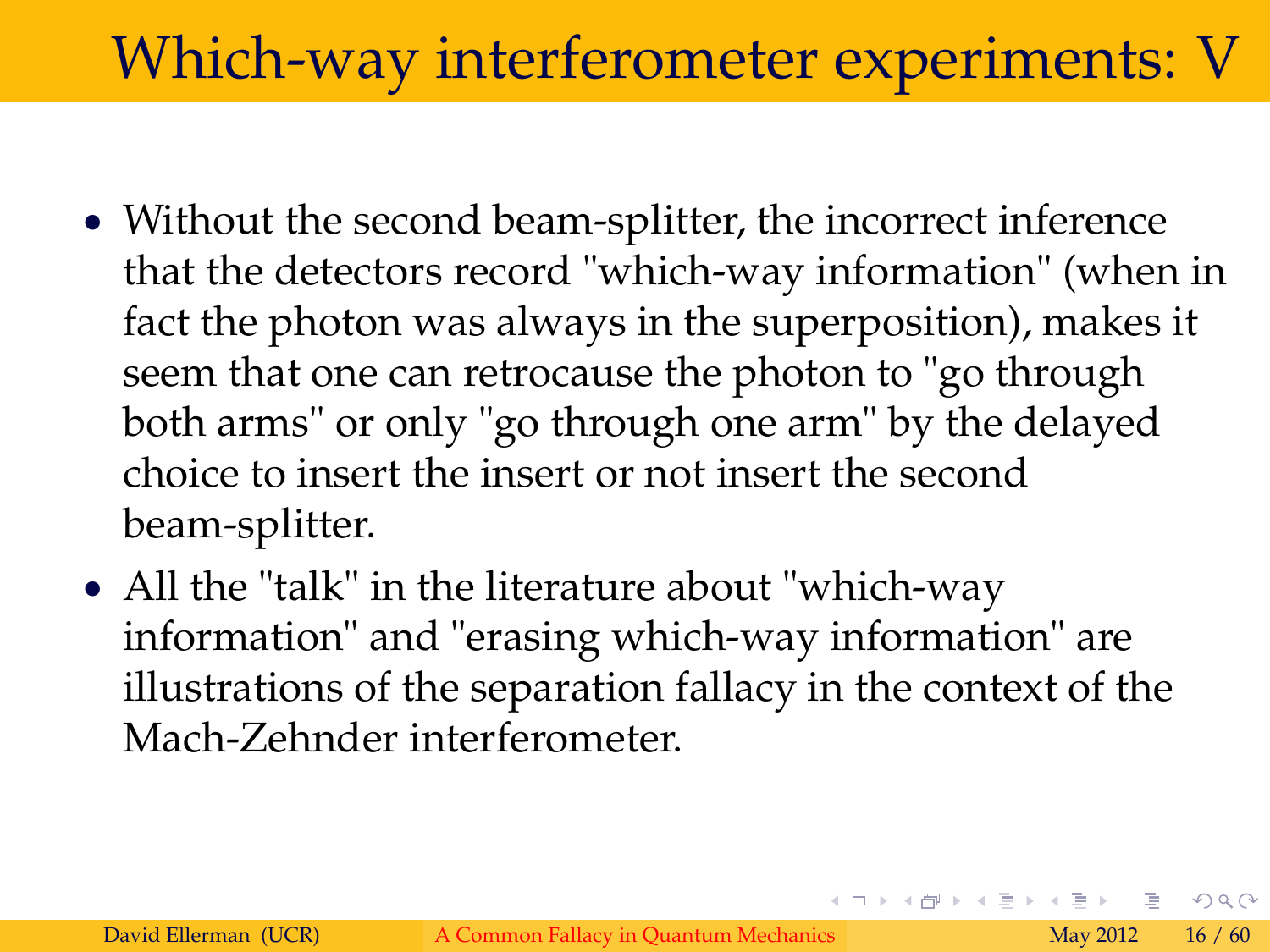# Which-way interferometer experiments: V

- Without the second beam-splitter, the incorrect inference that the detectors record "which-way information" (when in fact the photon was always in the superposition), makes it seem that one can retrocause the photon to "go through both arms" or only "go through one arm" by the delayed choice to insert the insert or not insert the second beam-splitter.
- All the "talk" in the literature about "which-way information" and "erasing which-way information" are illustrations of the separation fallacy in the context of the Mach-Zehnder interferometer.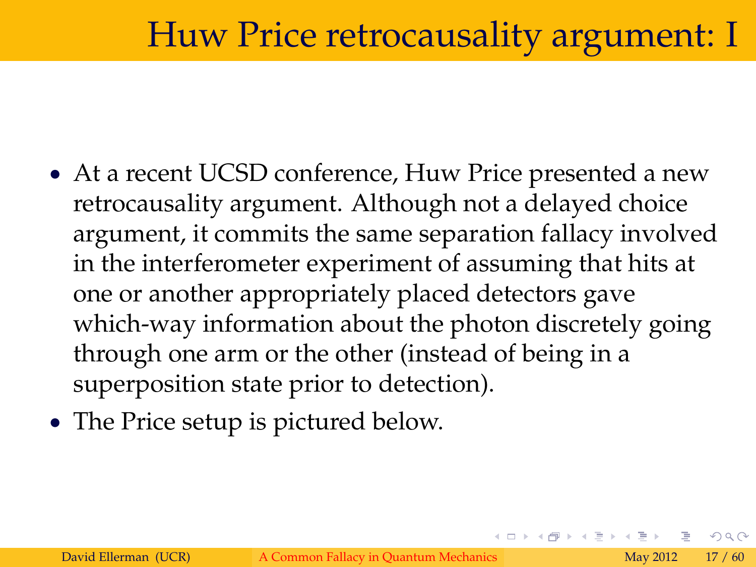# Huw Price retrocausality argument: I

- At a recent UCSD conference, Huw Price presented a new retrocausality argument. Although not a delayed choice argument, it commits the same separation fallacy involved in the interferometer experiment of assuming that hits at one or another appropriately placed detectors gave which-way information about the photon discretely going through one arm or the other (instead of being in a superposition state prior to detection).
- The Price setup is pictured below.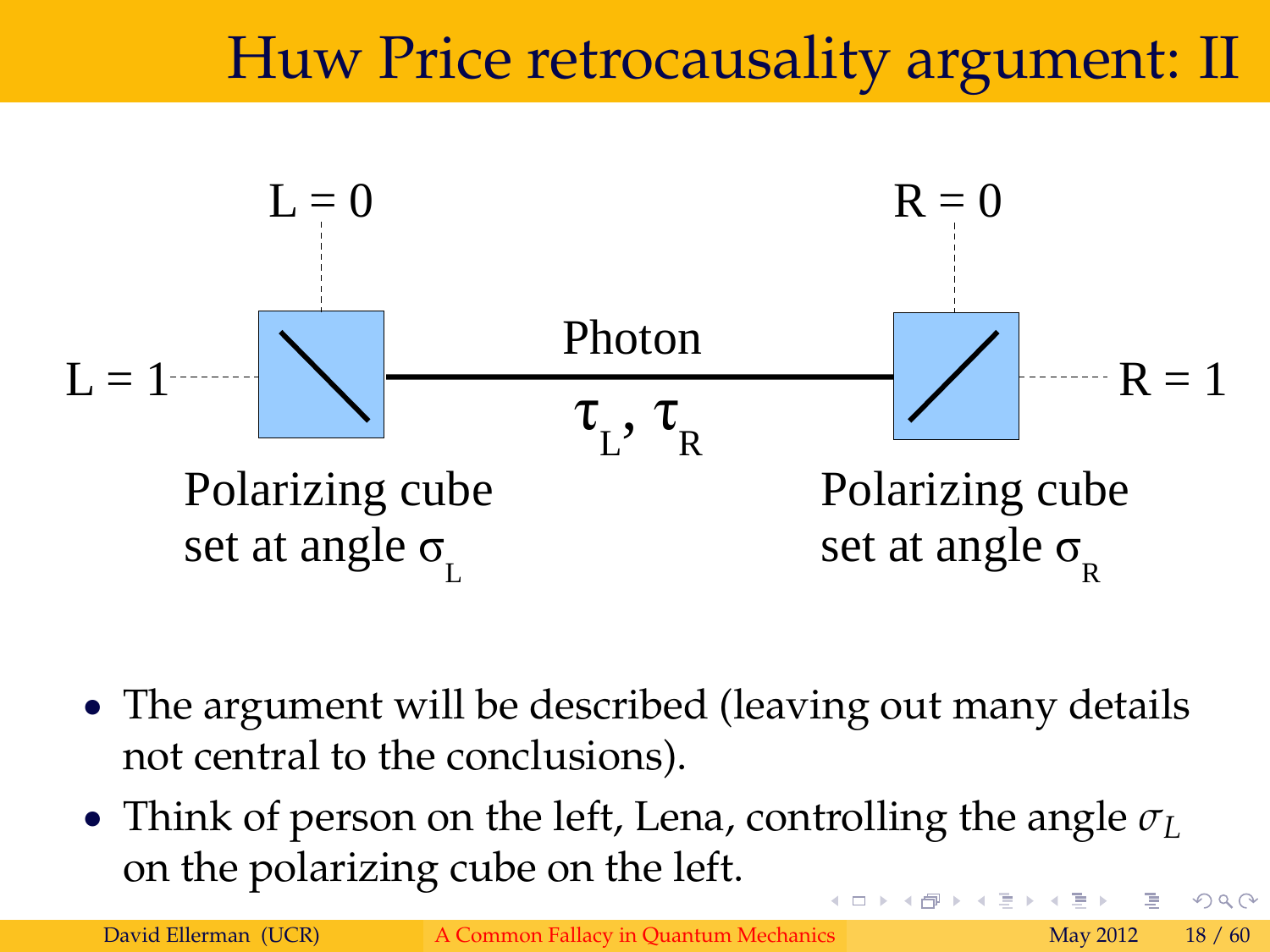# Huw Price retrocausality argument: II

L = 0

R = 0

L = 1

Photon

R = 1

$\tau_L, \tau_R$

Polarizing cube set at angle $\sigma_L$

Polarizing cube set at angle $\sigma_R$

- The argument will be described (leaving out many details not central to the conclusions).
- Think of person on the left, Lena, controlling the angle $\sigma_L$ on the polarizing cube on the left.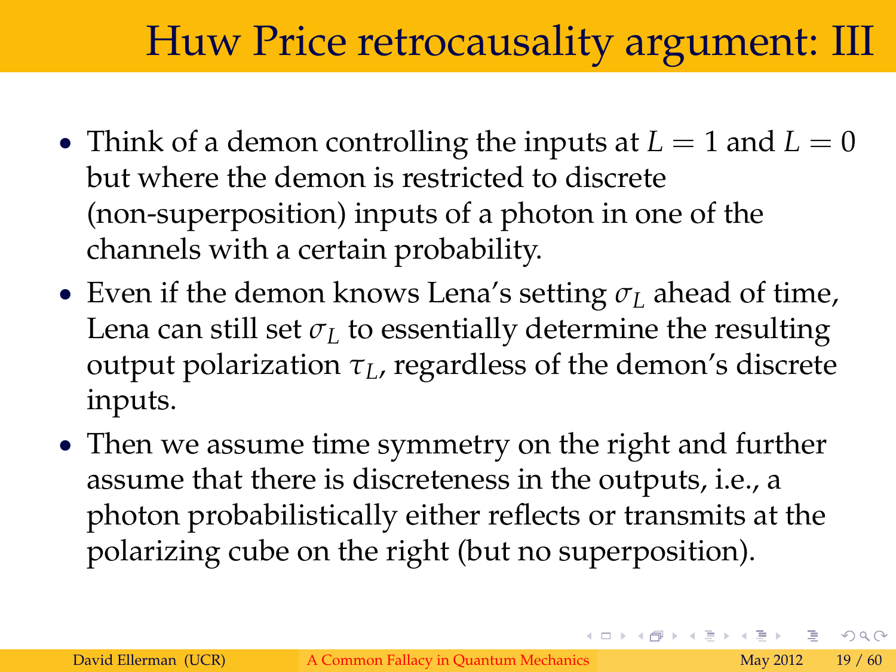# Huw Price retrocausality argument: III

- Think of a demon controlling the inputs at $L = 1$ and $L = 0$ but where the demon is restricted to discrete (non-superposition) inputs of a photon in one of the channels with a certain probability.
- Even if the demon knows Lena's setting $\sigma_L$ ahead of time, Lena can still set $\sigma_L$ to essentially determine the resulting output polarization $\tau_L$, regardless of the demon's discrete inputs.
- Then we assume time symmetry on the right and further assume that there is discreteness in the outputs, i.e., a photon probabilistically either reflects or transmits at the polarizing cube on the right (but no superposition).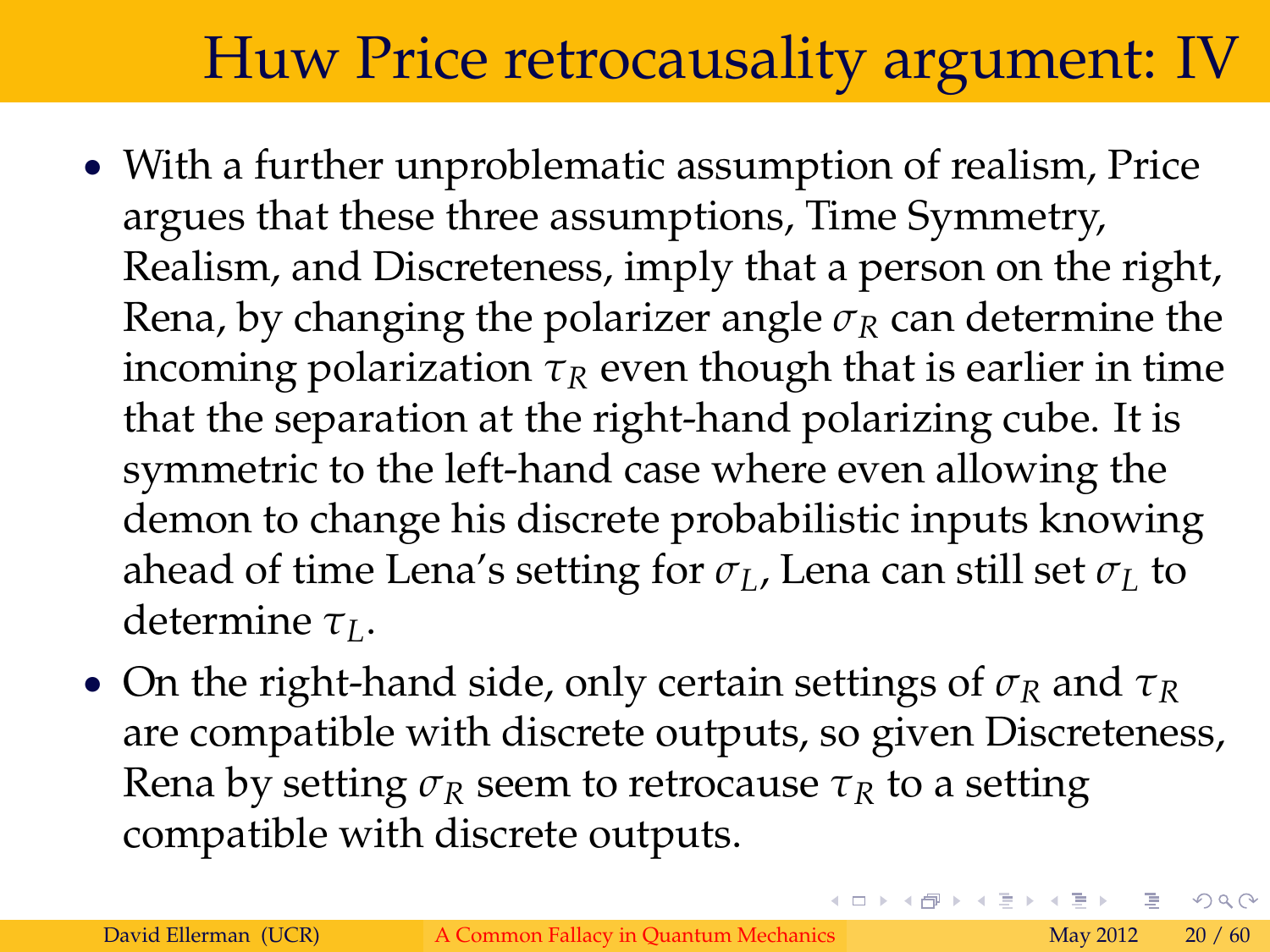# Huw Price retrocausality argument: IV

- With a further unproblematic assumption of realism, Price argues that these three assumptions, Time Symmetry, Realism, and Discreteness, imply that a person on the right, Rena, by changing the polarizer angle $\sigma_R$ can determine the incoming polarization $\tau_R$ even though that is earlier in time that the separation at the right-hand polarizing cube. It is symmetric to the left-hand case where even allowing the demon to change his discrete probabilistic inputs knowing ahead of time Lena's setting for $\sigma_L$, Lena can still set $\sigma_L$ to determine $\tau_L$.
- On the right-hand side, only certain settings of $\sigma_R$ and $\tau_R$ are compatible with discrete outputs, so given Discreteness, Rena by setting $\sigma_R$ seem to retrocause $\tau_R$ to a setting compatible with discrete outputs.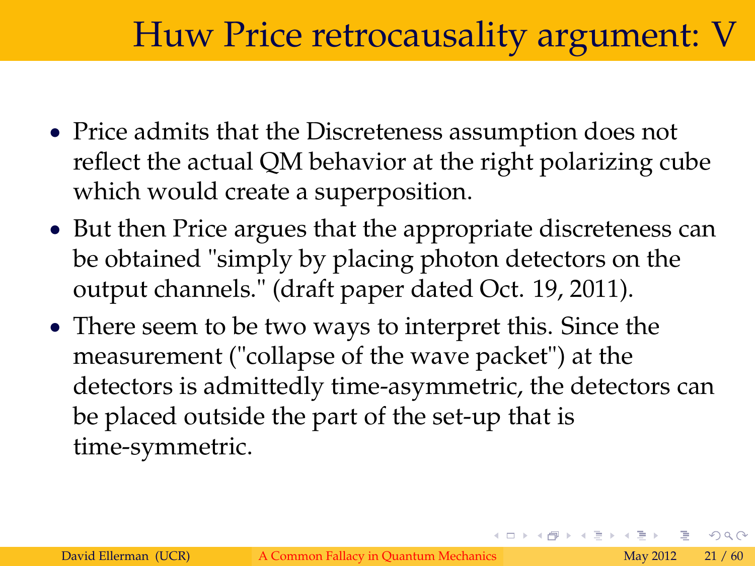# Huw Price retrocausality argument: V

- Price admits that the Discreteness assumption does not reflect the actual QM behavior at the right polarizing cube which would create a superposition.
- But then Price argues that the appropriate discreteness can be obtained "simply by placing photon detectors on the output channels." (draft paper dated Oct. 19, 2011).
- There seem to be two ways to interpret this. Since the measurement ("collapse of the wave packet") at the detectors is admittedly time-asymmetric, the detectors can be placed outside the part of the set-up that is time-symmetric.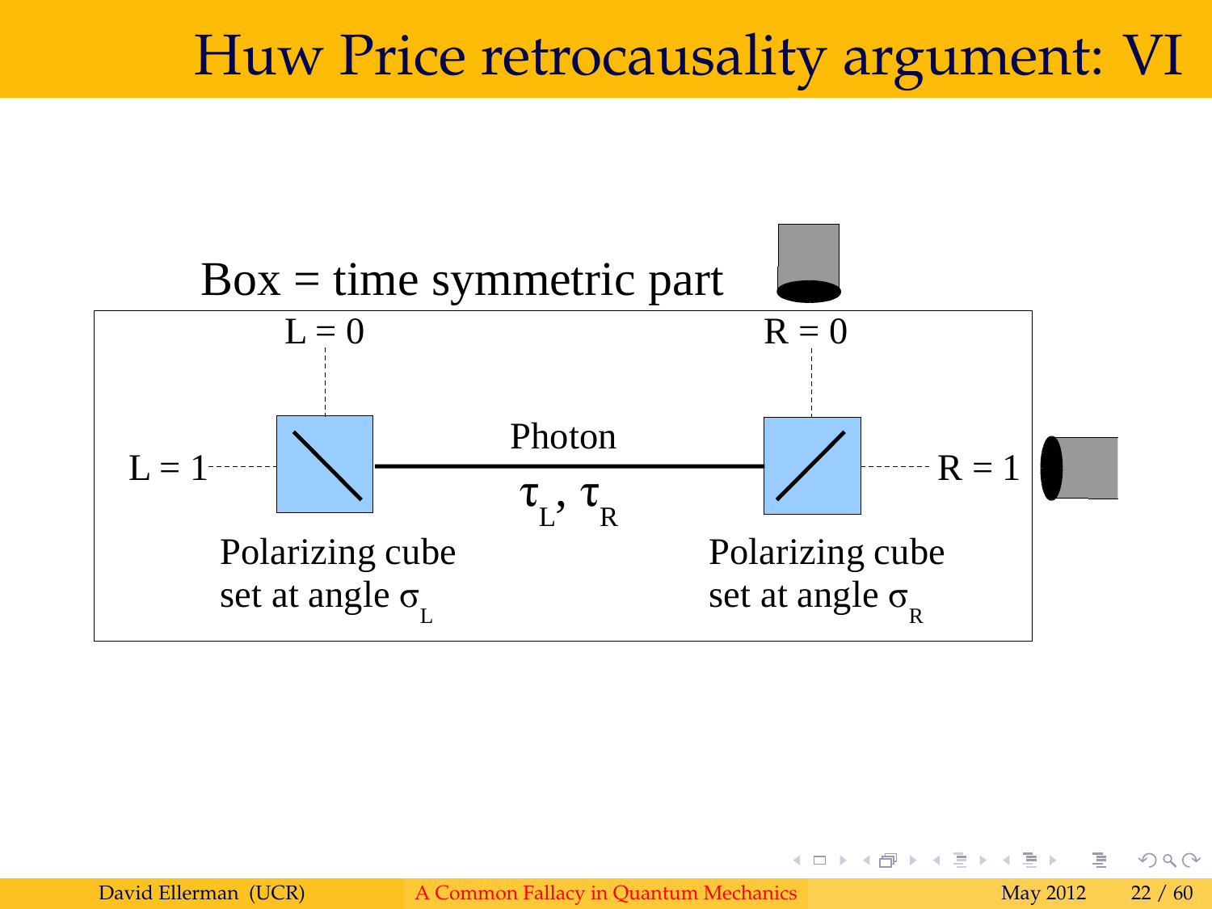# Huw Price retrocausality argument: VI

Box = time symmetric part

L = 0

R = 0

L = 1

Photon

$\tau_L$, $\tau_R$

R = 1

Polarizing cube set at angle $\sigma_L$

Polarizing cube set at angle $\sigma_R$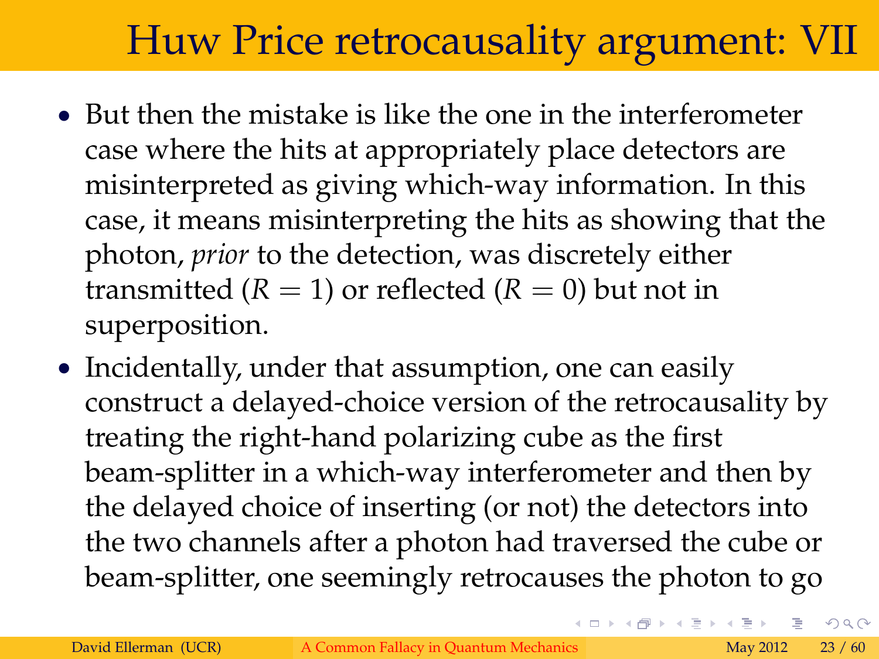# Huw Price retrocausality argument: VII

- But then the mistake is like the one in the interferometer case where the hits at appropriately place detectors are misinterpreted as giving which-way information. In this case, it means misinterpreting the hits as showing that the photon, *prior* to the detection, was discretely either transmitted ($R = 1$) or reflected ($R = 0$) but not in superposition.
- Incidentally, under that assumption, one can easily construct a delayed-choice version of the retrocausality by treating the right-hand polarizing cube as the first beam-splitter in a which-way interferometer and then by the delayed choice of inserting (or not) the detectors into the two channels after a photon had traversed the cube or beam-splitter, one seemingly retrocauses the photon to go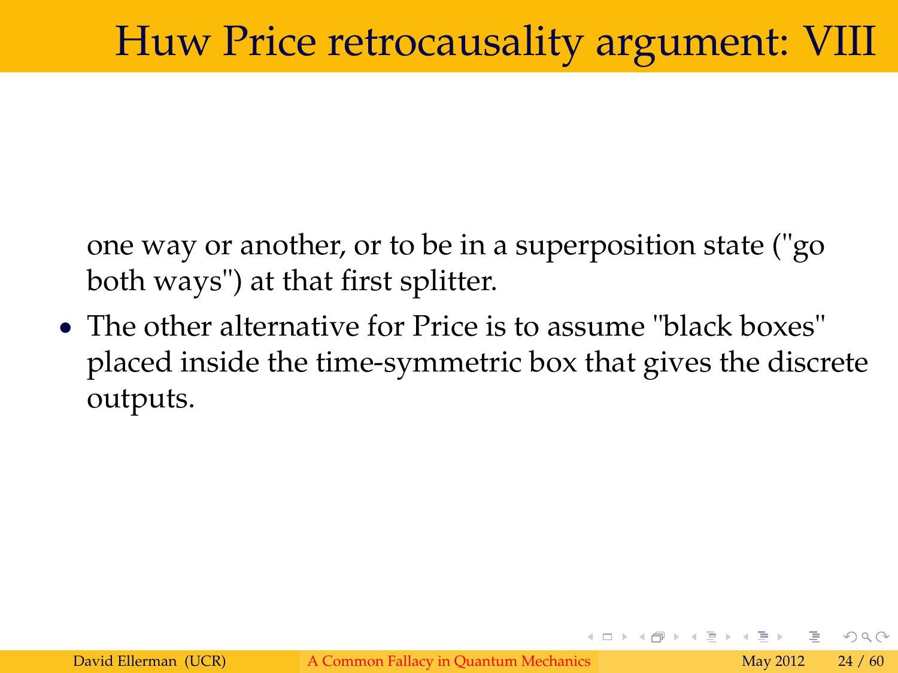# Huw Price retrocausality argument: VIII

one way or another, or to be in a superposition state ("go both ways") at that first splitter.

- The other alternative for Price is to assume "black boxes" placed inside the time-symmetric box that gives the discrete outputs.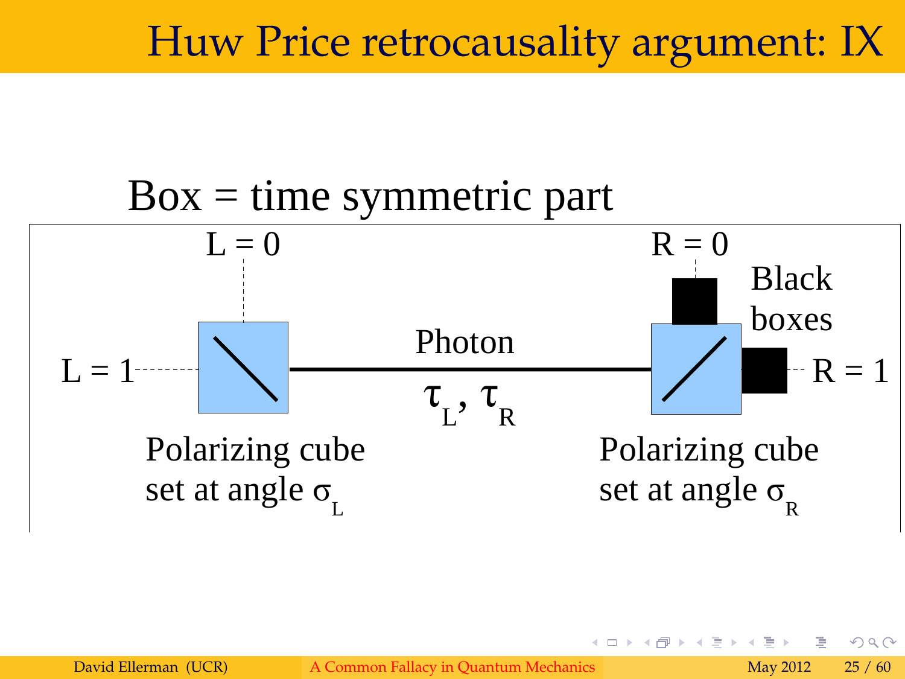# Huw Price retrocausality argument: IX

Box = time symmetric part

$L = 0$

$R = 0$

Black boxes

$L = 1$

Photon

$\tau_L$, $\tau_R$

$R = 1$

Polarizing cube set at angle $\sigma_L$

Polarizing cube set at angle $\sigma_R$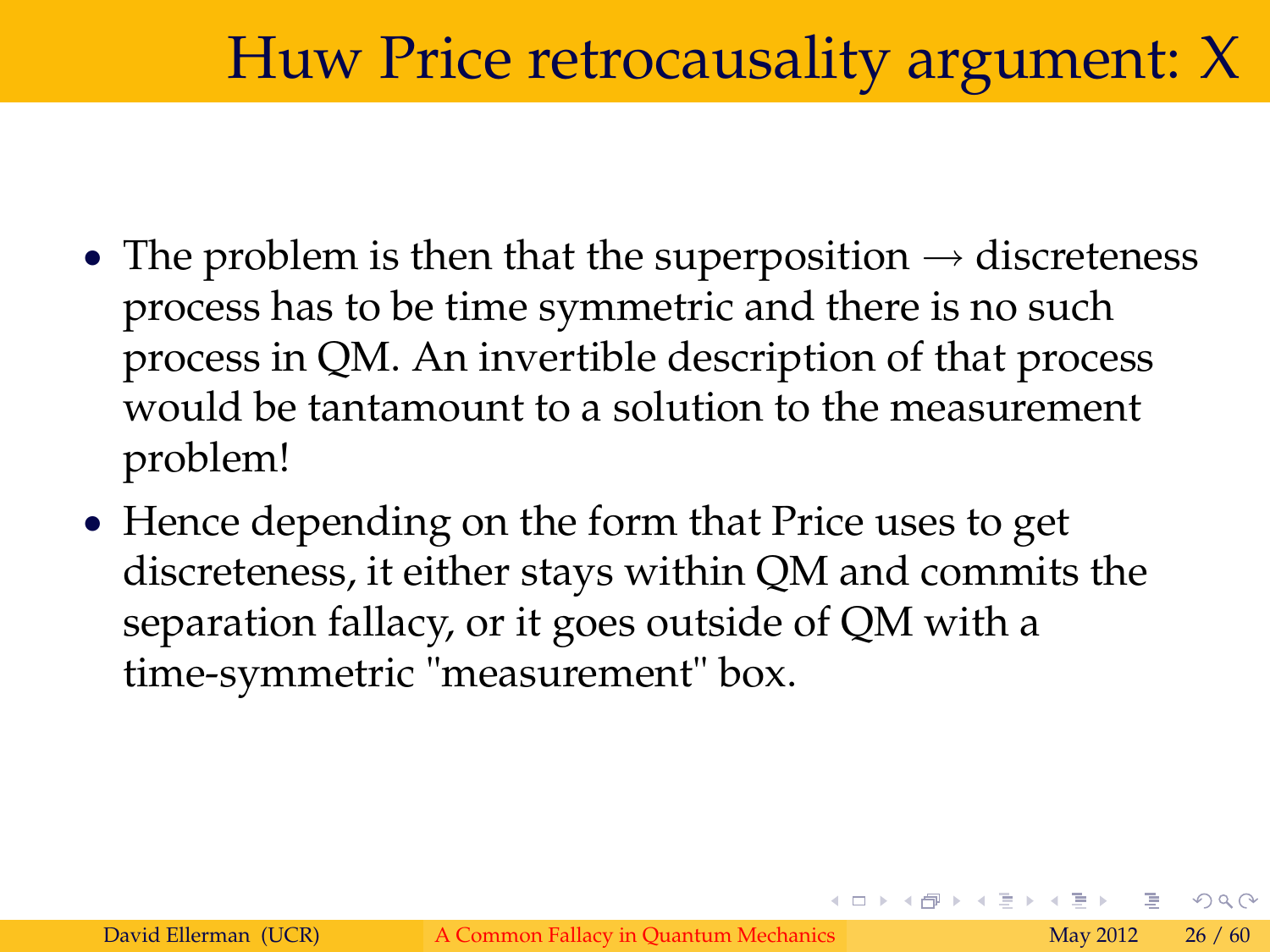# Huw Price retrocausality argument: X

- The problem is then that the superposition $\rightarrow$ discreteness process has to be time symmetric and there is no such process in QM. An invertible description of that process would be tantamount to a solution to the measurement problem!
- Hence depending on the form that Price uses to get discreteness, it either stays within QM and commits the separation fallacy, or it goes outside of QM with a time-symmetric "measurement" box.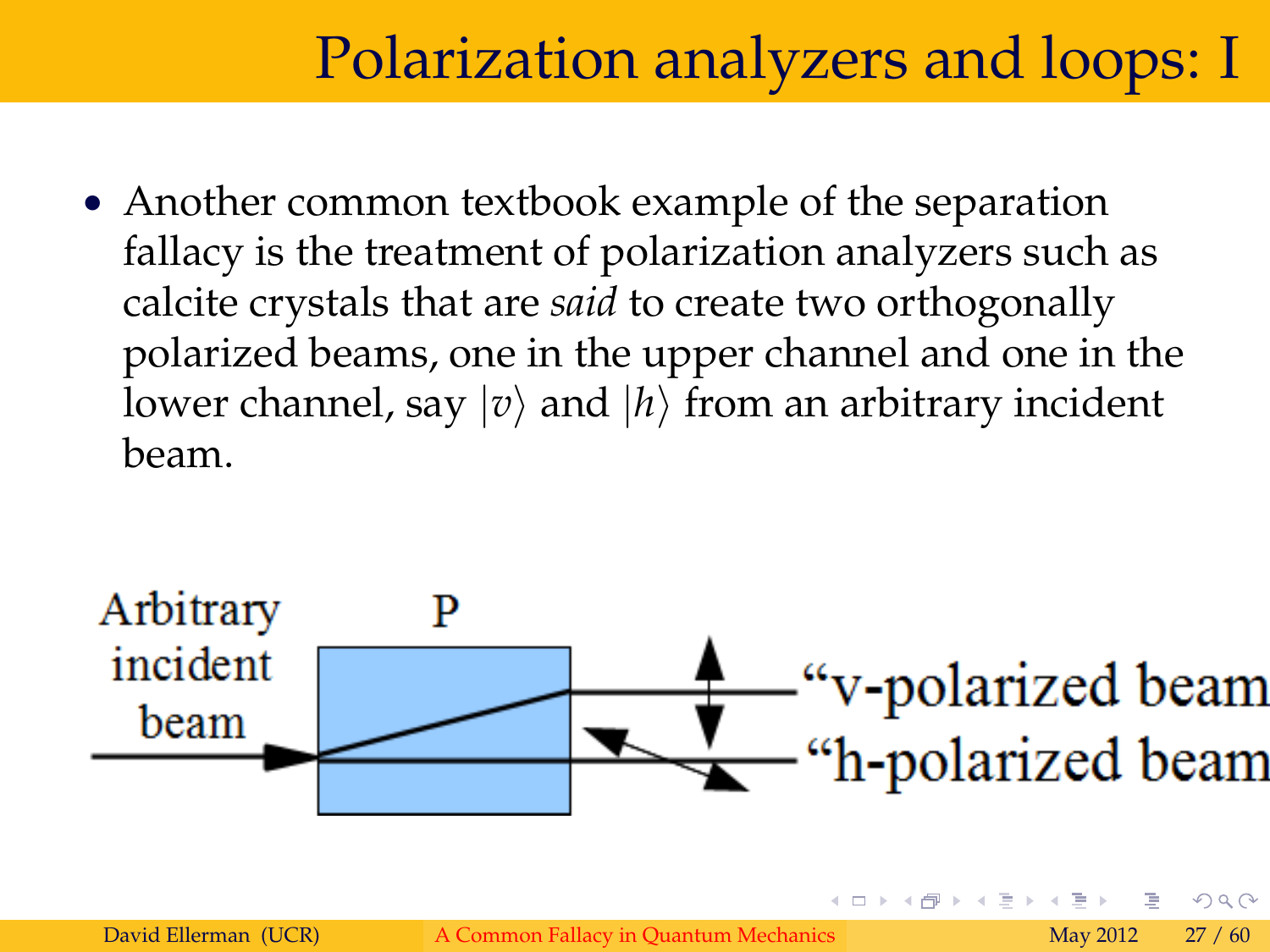# Polarization analyzers and loops: I

- Another common textbook example of the separation fallacy is the treatment of polarization analyzers such as calcite crystals that are *said* to create two orthogonally polarized beams, one in the upper channel and one in the lower channel, say $|v\rangle$ and $|h\rangle$ from an arbitrary incident beam.

Arbitrary incident beam

P

“v-polarized beam

“h-polarized beam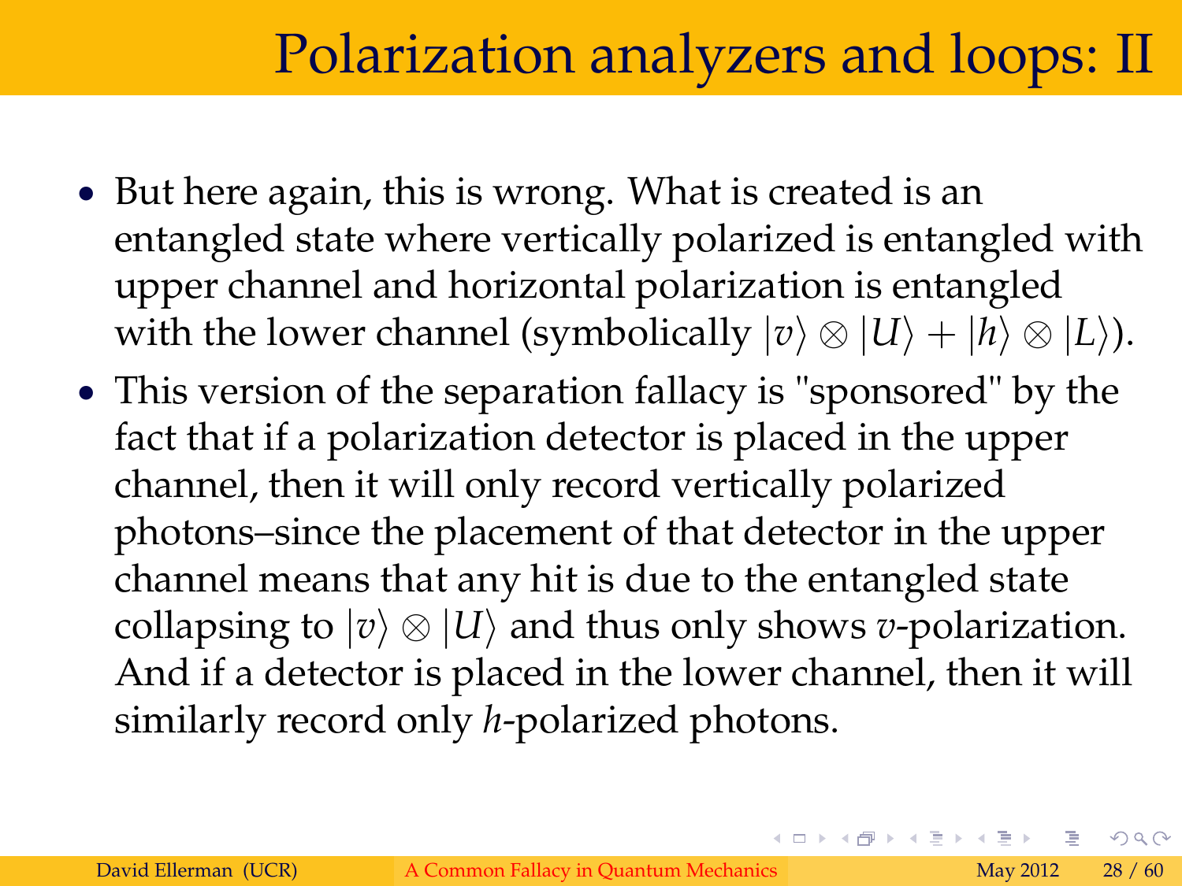# Polarization analyzers and loops: II

- But here again, this is wrong. What is created is an entangled state where vertically polarized is entangled with upper channel and horizontal polarization is entangled with the lower channel (symbolically $|v\rangle \otimes |U\rangle + |h\rangle \otimes |L\rangle$).
- This version of the separation fallacy is "sponsored" by the fact that if a polarization detector is placed in the upper channel, then it will only record vertically polarized photons–since the placement of that detector in the upper channel means that any hit is due to the entangled state collapsing to $|v\rangle \otimes |U\rangle$ and thus only shows $v$-polarization. And if a detector is placed in the lower channel, then it will similarly record only $h$-polarized photons.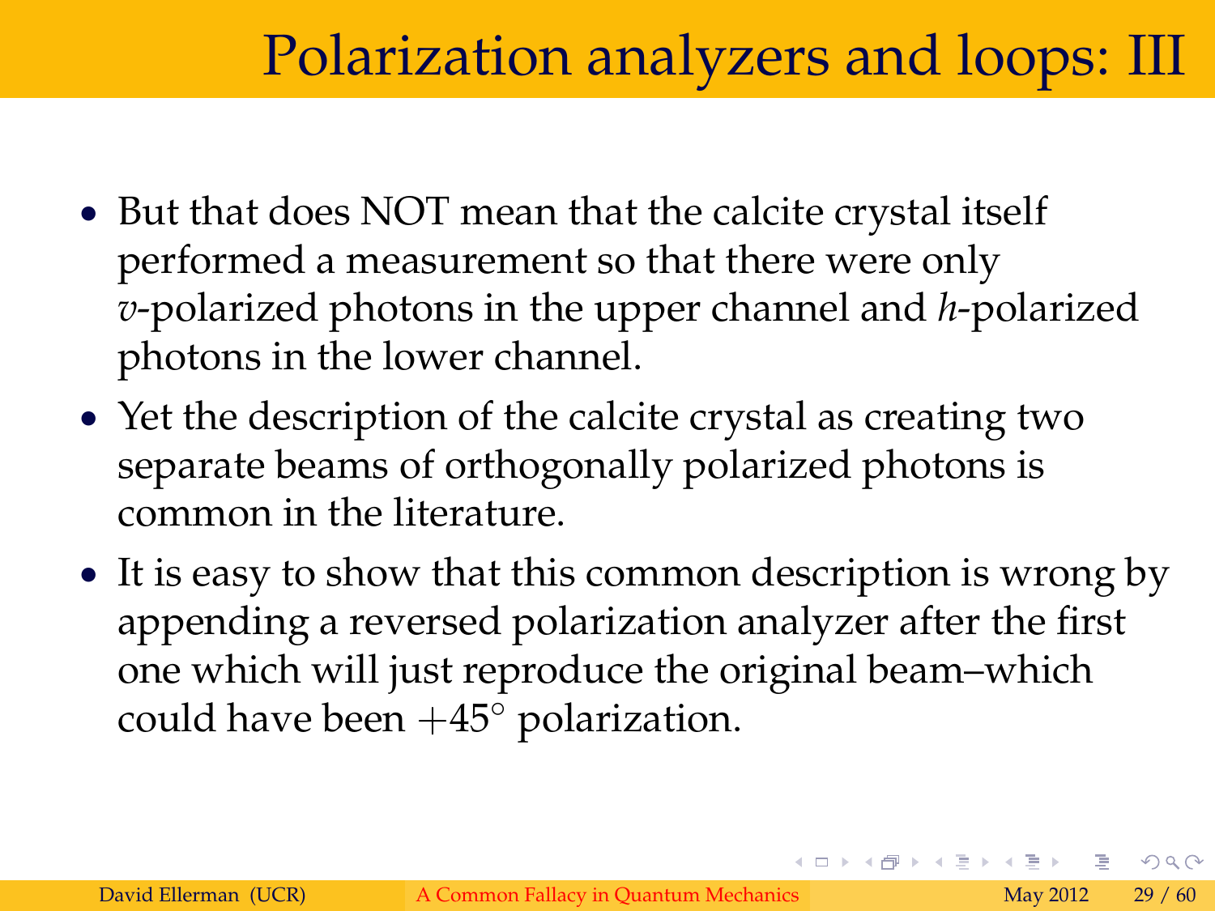# Polarization analyzers and loops: III

- But that does NOT mean that the calcite crystal itself performed a measurement so that there were only $v$-polarized photons in the upper channel and $h$-polarized photons in the lower channel.
- Yet the description of the calcite crystal as creating two separate beams of orthogonally polarized photons is common in the literature.
- It is easy to show that this common description is wrong by appending a reversed polarization analyzer after the first one which will just reproduce the original beam–which could have been $+45^{\circ}$ polarization.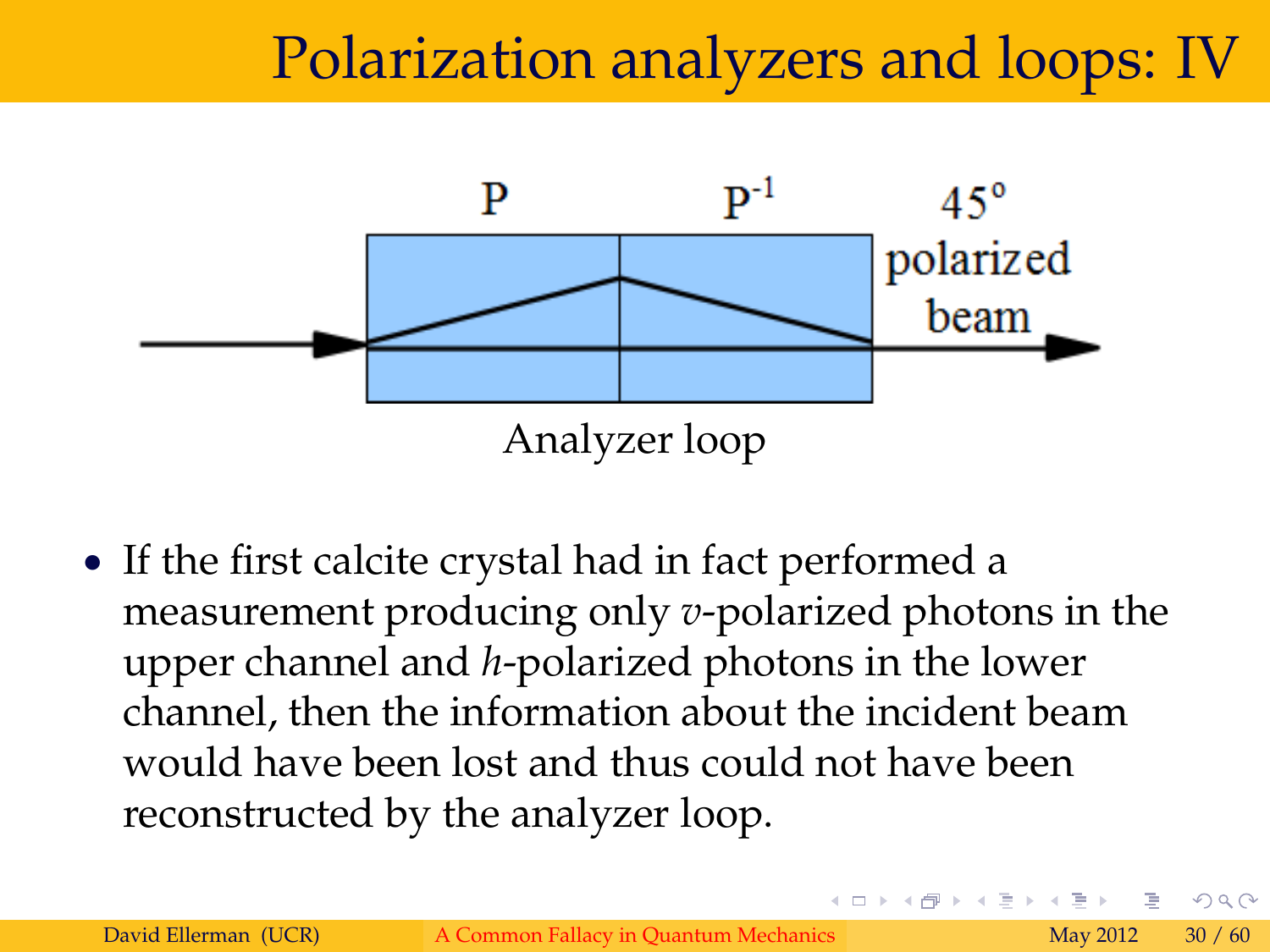# Polarization analyzers and loops: IV

P $P^{-1}$ 45° polarized beam

Analyzer loop

- If the first calcite crystal had in fact performed a measurement producing only $v$-polarized photons in the upper channel and $h$-polarized photons in the lower channel, then the information about the incident beam would have been lost and thus could not have been reconstructed by the analyzer loop.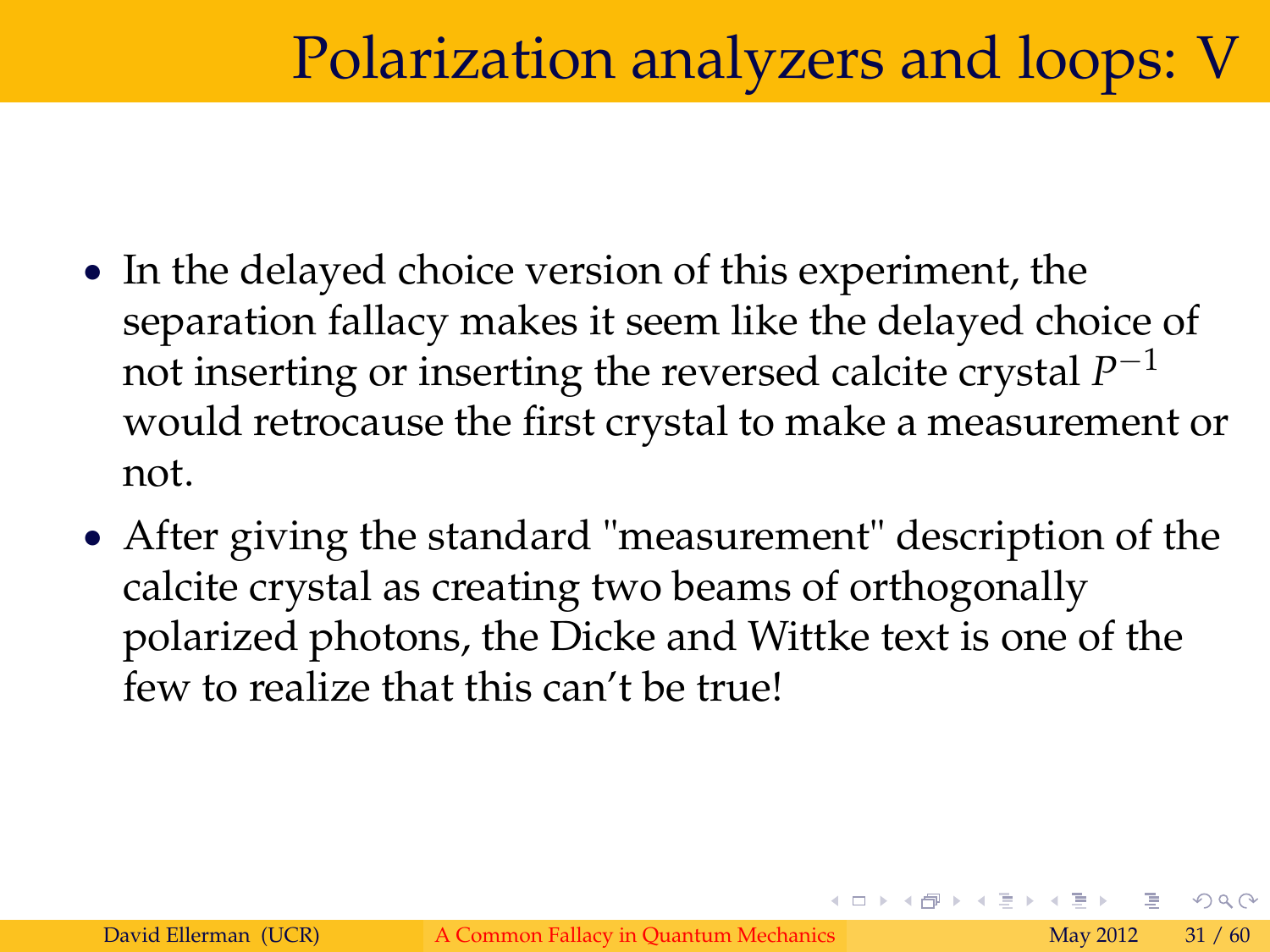# Polarization analyzers and loops: V

- In the delayed choice version of this experiment, the separation fallacy makes it seem like the delayed choice of not inserting or inserting the reversed calcite crystal $P^{-1}$ would retrocause the first crystal to make a measurement or not.
- After giving the standard "measurement" description of the calcite crystal as creating two beams of orthogonally polarized photons, the Dicke and Wittke text is one of the few to realize that this can't be true!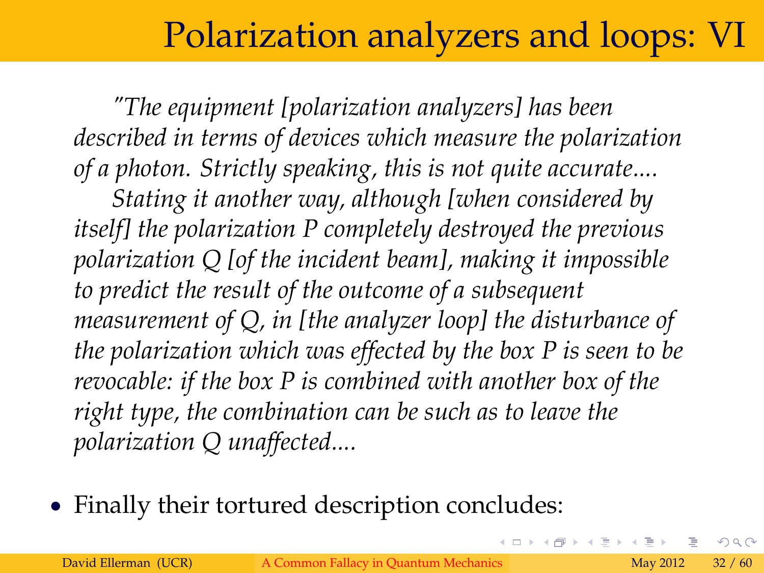# Polarization analyzers and loops: VI

*"The equipment [polarization analyzers] has been described in terms of devices which measure the polarization of a photon. Strictly speaking, this is not quite accurate....*

*Stating it another way, although [when considered by itself] the polarization P completely destroyed the previous polarization Q [of the incident beam], making it impossible to predict the result of the outcome of a subsequent measurement of Q, in [the analyzer loop] the disturbance of the polarization which was effected by the box P is seen to be revocable: if the box P is combined with another box of the right type, the combination can be such as to leave the polarization Q unaffected....*

- Finally their tortured description concludes: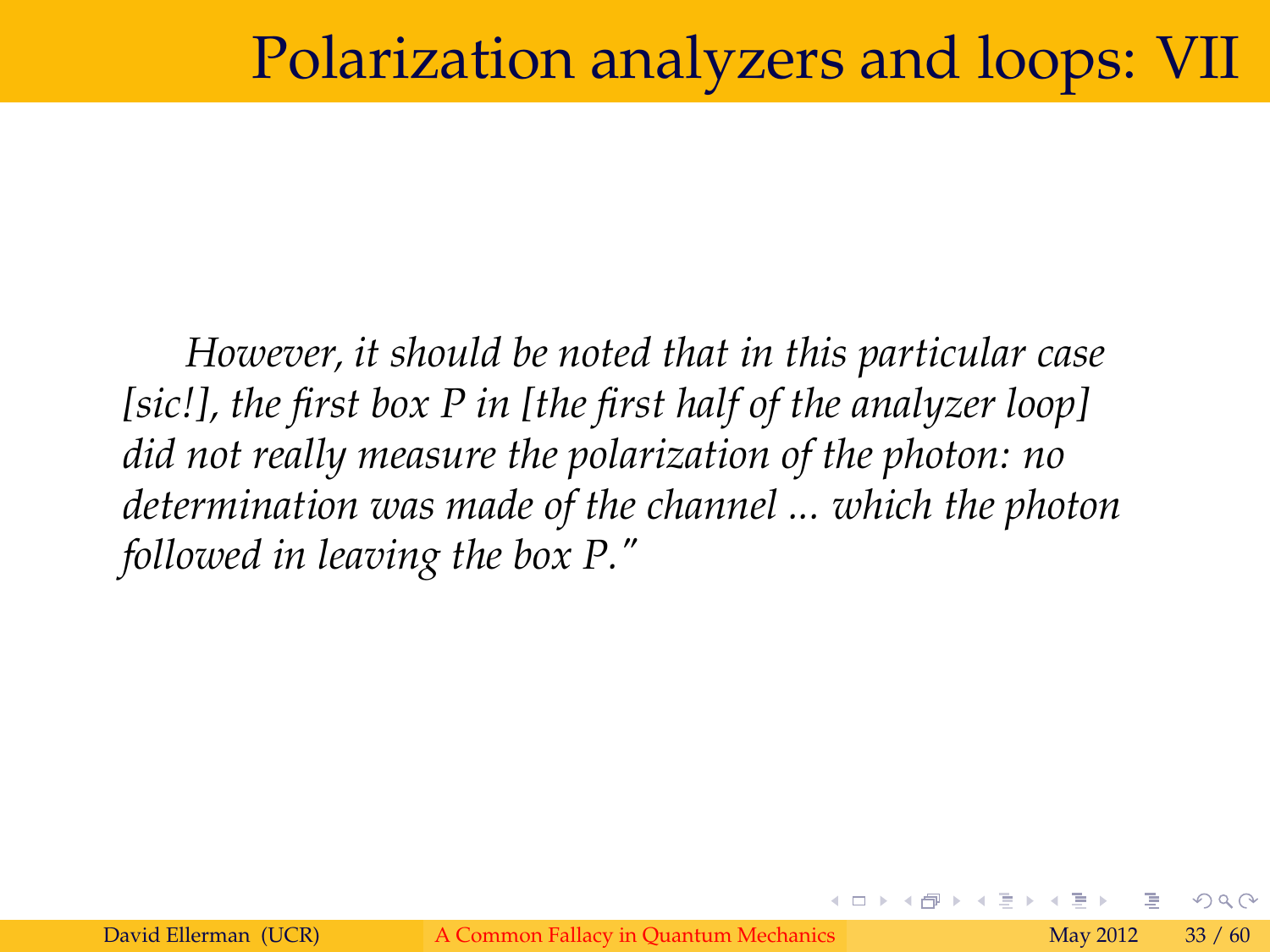# Polarization analyzers and loops: VII

*However, it should be noted that in this particular case [sic!], the first box P in [the first half of the analyzer loop] did not really measure the polarization of the photon: no determination was made of the channel ... which the photon followed in leaving the box P."*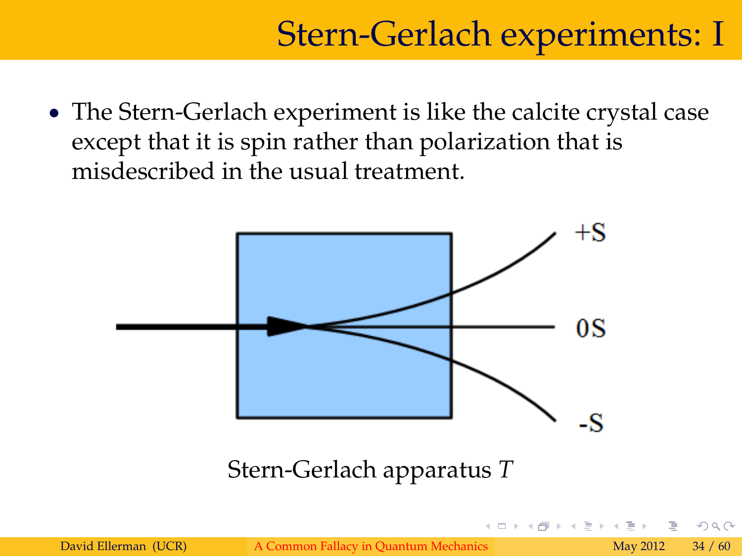# Stern-Gerlach experiments: I

- The Stern-Gerlach experiment is like the calcite crystal case except that it is spin rather than polarization that is misdescribed in the usual treatment.

+S

0S

-S

Stern-Gerlach apparatus $T$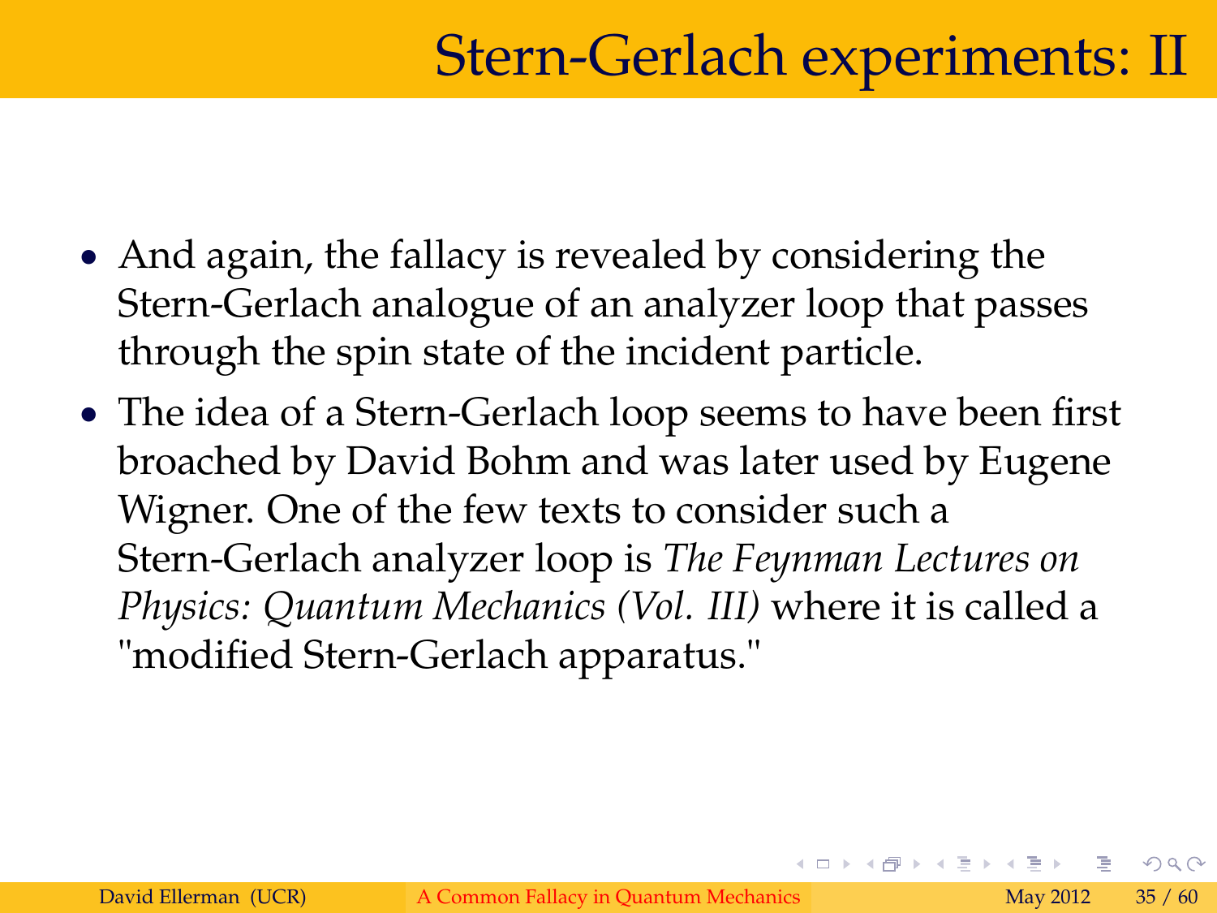# Stern-Gerlach experiments: II

- And again, the fallacy is revealed by considering the Stern-Gerlach analogue of an analyzer loop that passes through the spin state of the incident particle.
- The idea of a Stern-Gerlach loop seems to have been first broached by David Bohm and was later used by Eugene Wigner. One of the few texts to consider such a Stern-Gerlach analyzer loop is *The Feynman Lectures on Physics: Quantum Mechanics (Vol. III)* where it is called a "modified Stern-Gerlach apparatus."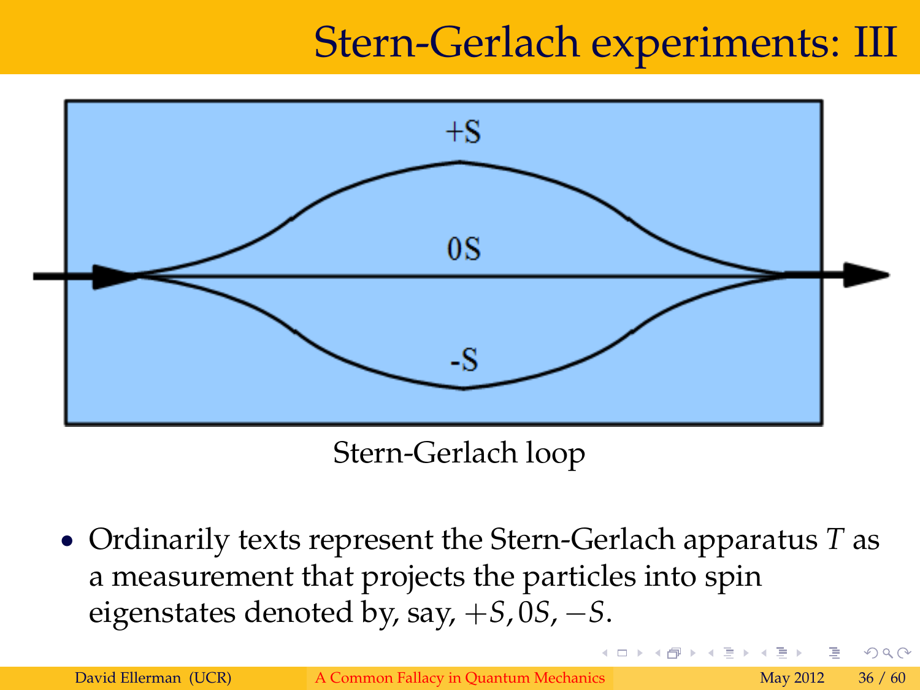# Stern-Gerlach experiments: III

Stern-Gerlach loop

- Ordinarily texts represent the Stern-Gerlach apparatus $T$ as a measurement that projects the particles into spin eigenstates denoted by, say, $+S, 0S, -S$.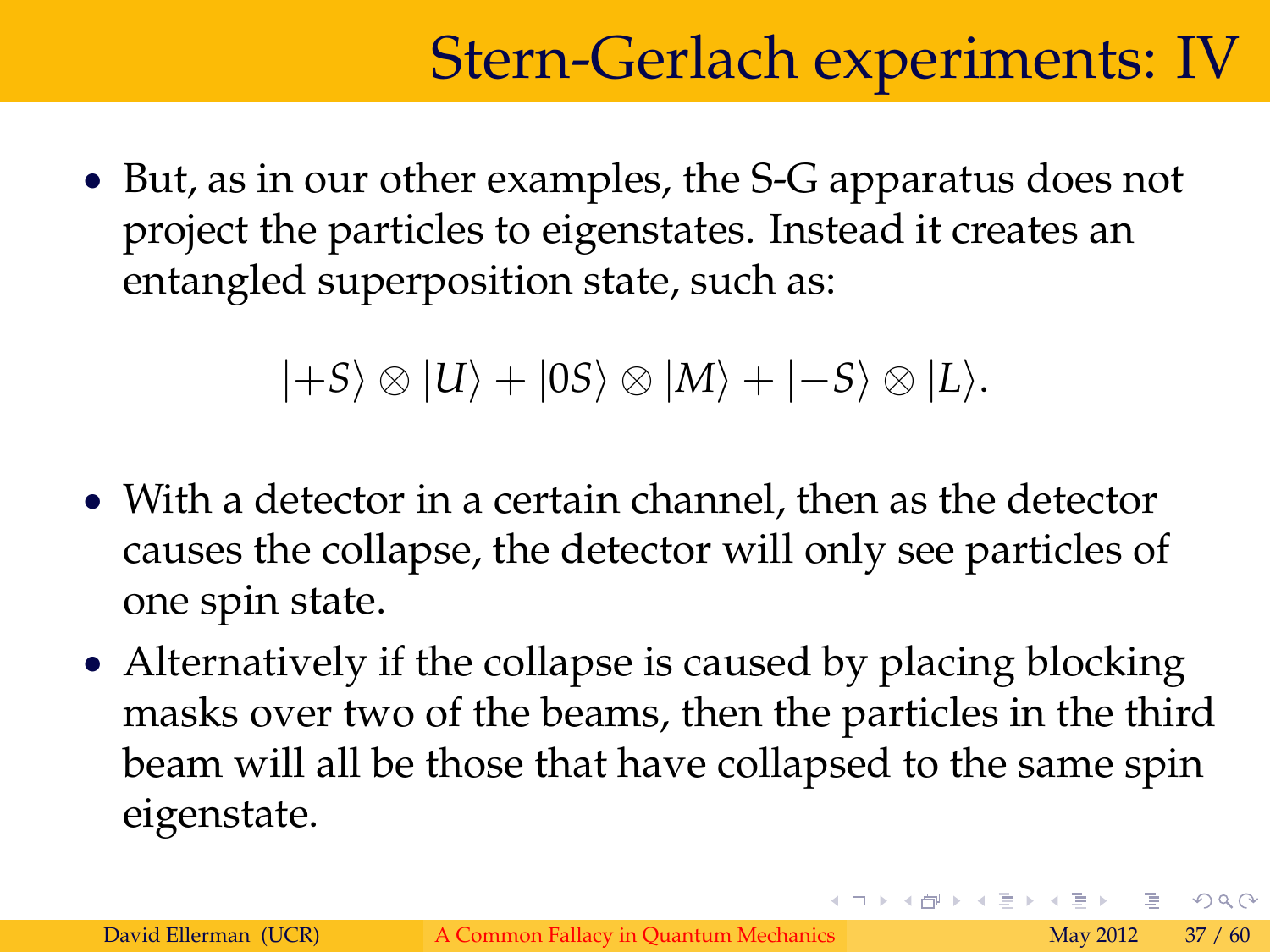# Stern-Gerlach experiments: IV

- But, as in our other examples, the S-G apparatus does not project the particles to eigenstates. Instead it creates an entangled superposition state, such as:

$$|+S\rangle \otimes |U\rangle + |0S\rangle \otimes |M\rangle + |-S\rangle \otimes |L\rangle.$$

- With a detector in a certain channel, then as the detector causes the collapse, the detector will only see particles of one spin state.
- Alternatively if the collapse is caused by placing blocking masks over two of the beams, then the particles in the third beam will all be those that have collapsed to the same spin eigenstate.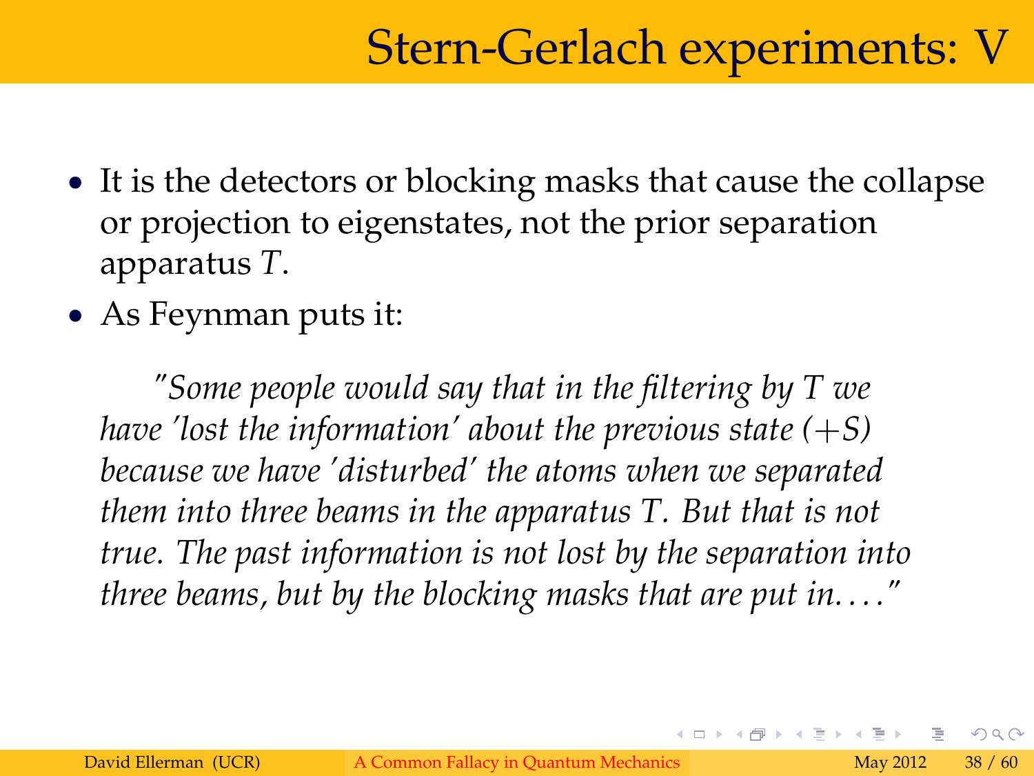# Stern-Gerlach experiments: V

- It is the detectors or blocking masks that cause the collapse or projection to eigenstates, not the prior separation apparatus $T$.
- As Feynman puts it:

*"Some people would say that in the filtering by T we have 'lost the information' about the previous state (+S) because we have 'disturbed' the atoms when we separated them into three beams in the apparatus T. But that is not true. The past information is not lost by the separation into three beams, but by the blocking masks that are put in. . . ."*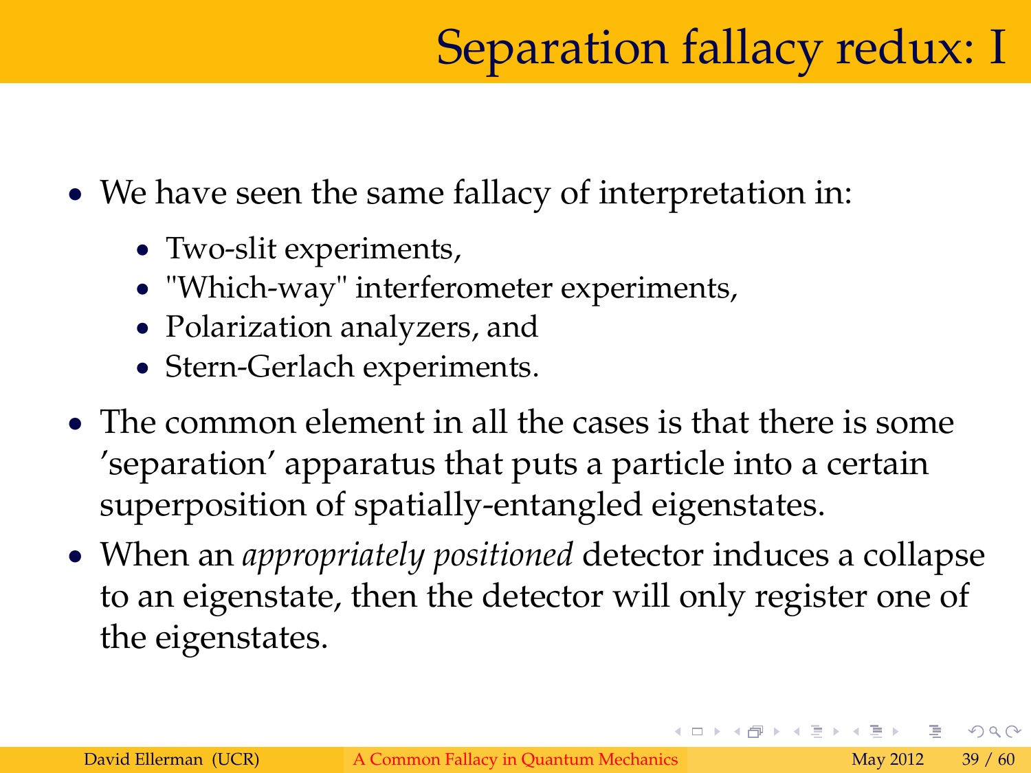# Separation fallacy redux: I

- We have seen the same fallacy of interpretation in:
  - Two-slit experiments,
  - "Which-way" interferometer experiments,
  - Polarization analyzers, and
  - Stern-Gerlach experiments.
- The common element in all the cases is that there is some 'separation' apparatus that puts a particle into a certain superposition of spatially-entangled eigenstates.
- When an *appropriately positioned* detector induces a collapse to an eigenstate, then the detector will only register one of the eigenstates.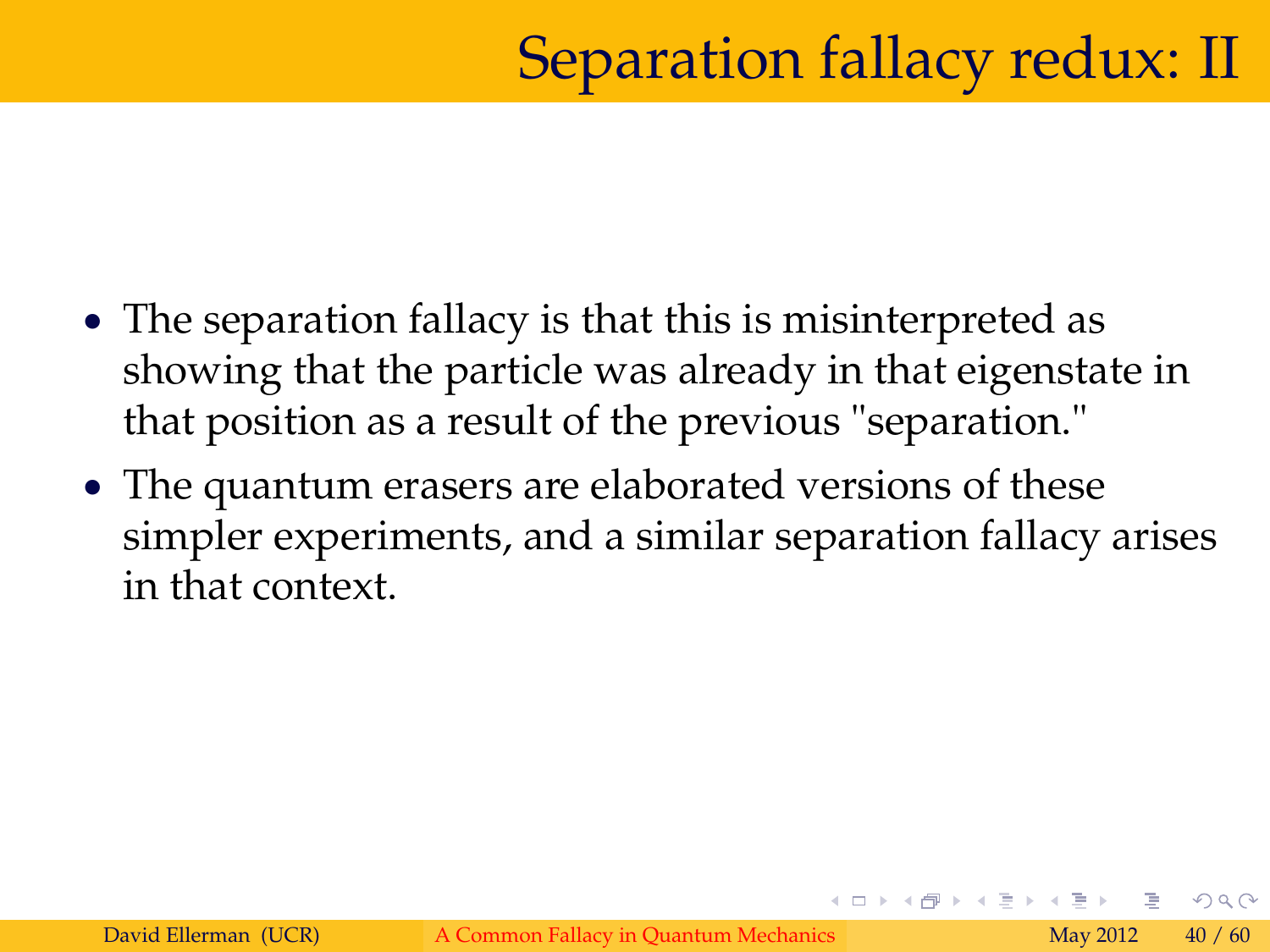# Separation fallacy redux: II

- The separation fallacy is that this is misinterpreted as showing that the particle was already in that eigenstate in that position as a result of the previous "separation."
- The quantum erasers are elaborated versions of these simpler experiments, and a similar separation fallacy arises in that context.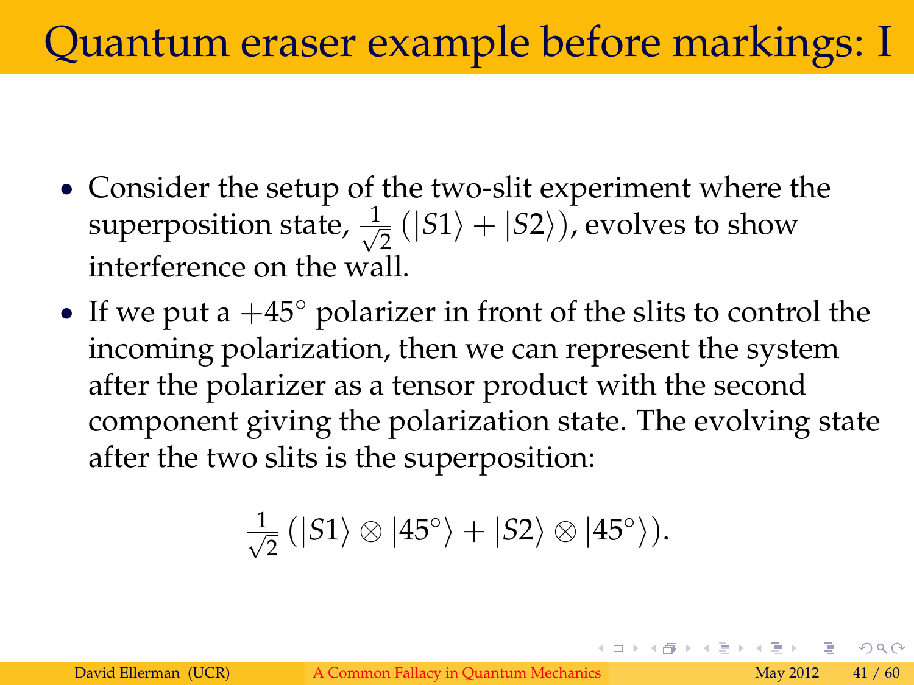# Quantum eraser example before markings: I

- Consider the setup of the two-slit experiment where the superposition state, $\frac{1}{\sqrt{2}}(|S1\rangle + |S2\rangle)$, evolves to show interference on the wall.
- If we put a $+45^\circ$ polarizer in front of the slits to control the incoming polarization, then we can represent the system after the polarizer as a tensor product with the second component giving the polarization state. The evolving state after the two slits is the superposition:

$$\frac{1}{\sqrt{2}}(|S1\rangle \otimes |45^\circ\rangle + |S2\rangle \otimes |45^\circ\rangle).$$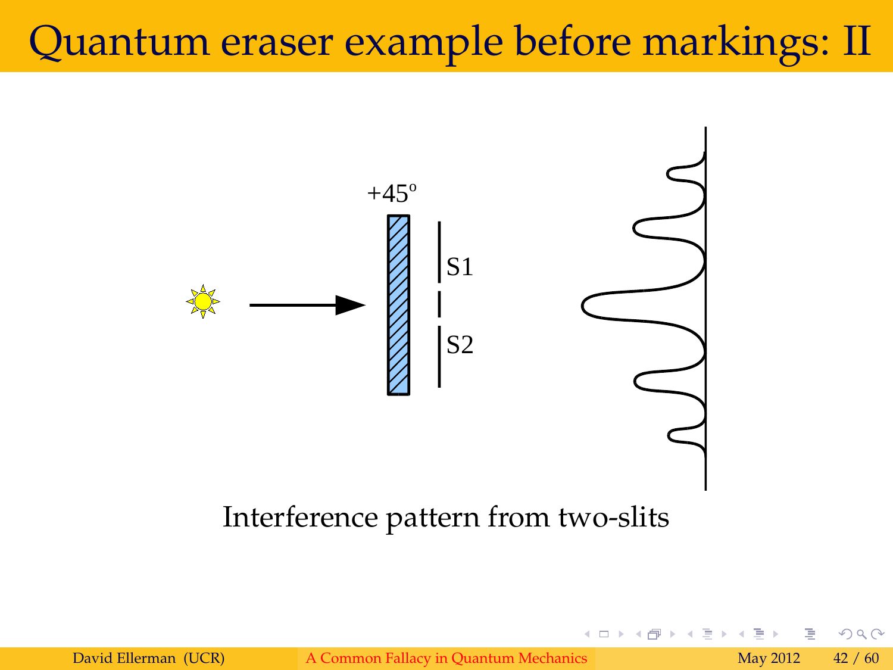# Quantum eraser example before markings: II

+45°

S1

S2

Interference pattern from two-slits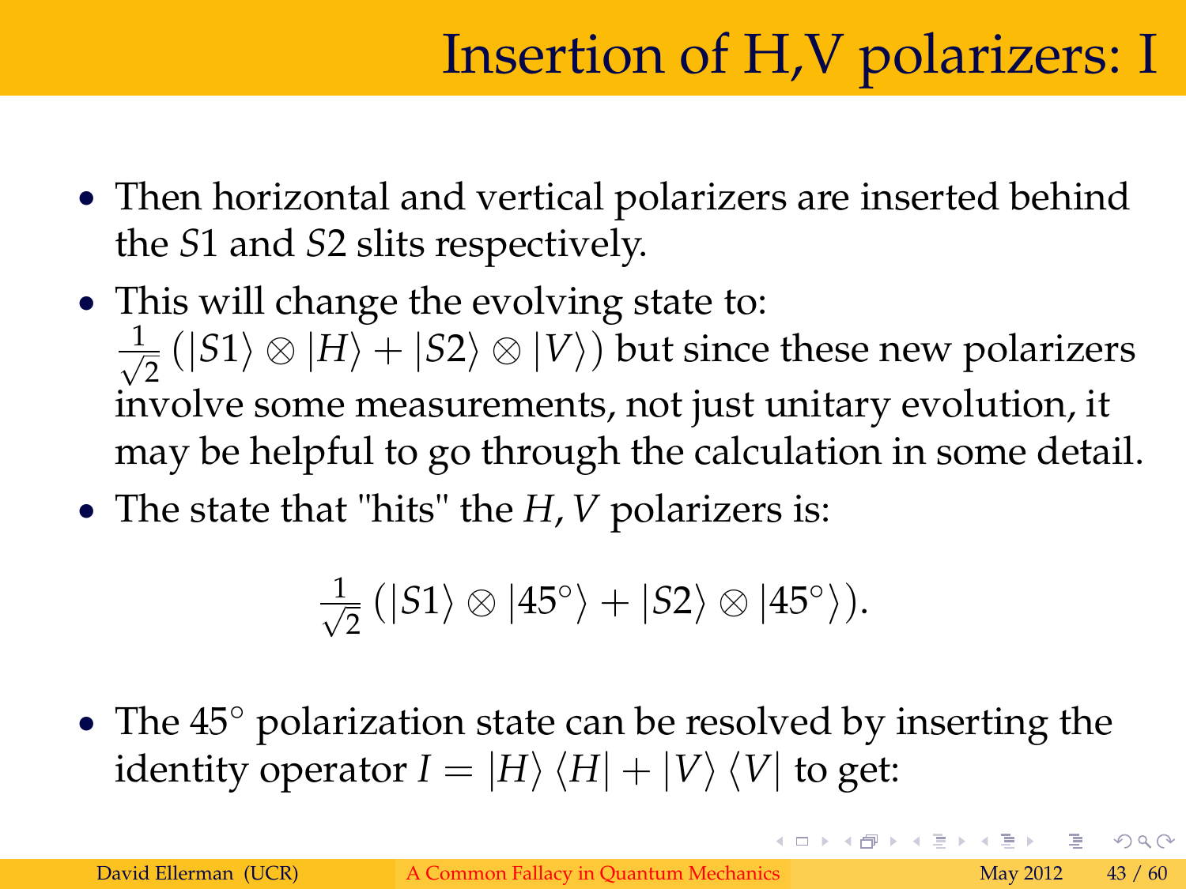# Insertion of H,V polarizers: I

- Then horizontal and vertical polarizers are inserted behind the $S1$ and $S2$ slits respectively.
- This will change the evolving state to: $\frac{1}{\sqrt{2}}\left(|S1\rangle \otimes |H\rangle + |S2\rangle \otimes |V\rangle\right)$ but since these new polarizers involve some measurements, not just unitary evolution, it may be helpful to go through the calculation in some detail.
- The state that "hits" the $H, V$ polarizers is:

$$\frac{1}{\sqrt{2}}\left(|S1\rangle \otimes |45^\circ\rangle + |S2\rangle \otimes |45^\circ\rangle\right).$$

- The $45^\circ$ polarization state can be resolved by inserting the identity operator $I = |H\rangle\langle H| + |V\rangle\langle V|$ to get: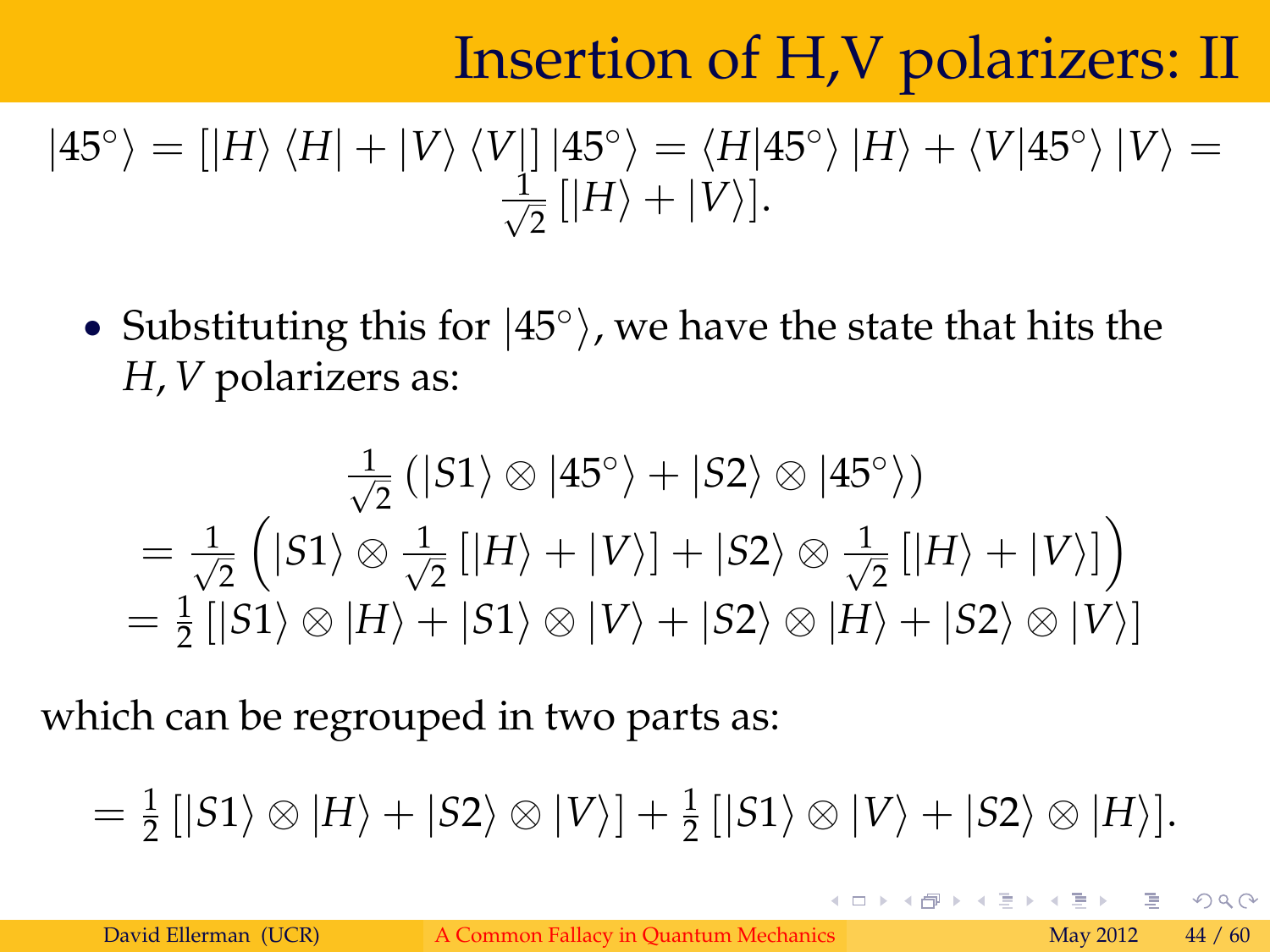# Insertion of H,V polarizers: II

$$|45^\circ\rangle = [|H\rangle\langle H| + |V\rangle\langle V|]\,|45^\circ\rangle = \langle H|45^\circ\rangle\,|H\rangle + \langle V|45^\circ\rangle\,|V\rangle = \frac{1}{\sqrt{2}}\,[|H\rangle + |V\rangle].$$

- Substituting this for $|45^\circ\rangle$, we have the state that hits the $H, V$ polarizers as:

$$\frac{1}{\sqrt{2}}\,(|S1\rangle \otimes |45^\circ\rangle + |S2\rangle \otimes |45^\circ\rangle)$$
$$= \frac{1}{\sqrt{2}}\left(|S1\rangle \otimes \frac{1}{\sqrt{2}}\,[|H\rangle + |V\rangle] + |S2\rangle \otimes \frac{1}{\sqrt{2}}\,[|H\rangle + |V\rangle]\right)$$
$$= \frac{1}{2}\,[|S1\rangle \otimes |H\rangle + |S1\rangle \otimes |V\rangle + |S2\rangle \otimes |H\rangle + |S2\rangle \otimes |V\rangle]$$

which can be regrouped in two parts as:

$$= \frac{1}{2}\,[|S1\rangle \otimes |H\rangle + |S2\rangle \otimes |V\rangle] + \frac{1}{2}\,[|S1\rangle \otimes |V\rangle + |S2\rangle \otimes |H\rangle].$$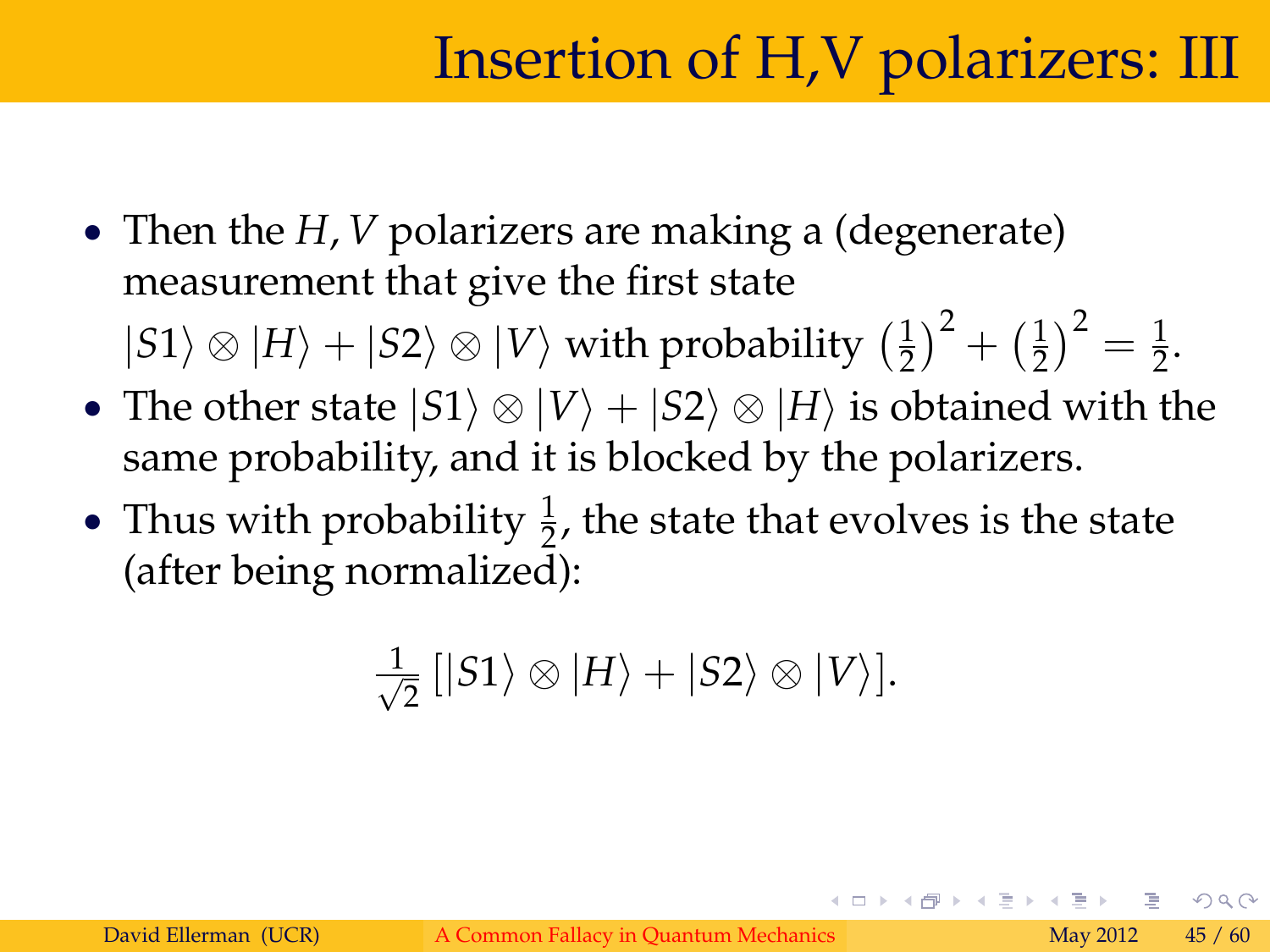# Insertion of H,V polarizers: III

- Then the $H, V$ polarizers are making a (degenerate) measurement that give the first state $|S1\rangle \otimes |H\rangle + |S2\rangle \otimes |V\rangle$ with probability $\left(\frac{1}{2}\right)^2 + \left(\frac{1}{2}\right)^2 = \frac{1}{2}$.
- The other state $|S1\rangle \otimes |V\rangle + |S2\rangle \otimes |H\rangle$ is obtained with the same probability, and it is blocked by the polarizers.
- Thus with probability $\frac{1}{2}$, the state that evolves is the state (after being normalized):

$$\frac{1}{\sqrt{2}} \left[ |S1\rangle \otimes |H\rangle + |S2\rangle \otimes |V\rangle \right].$$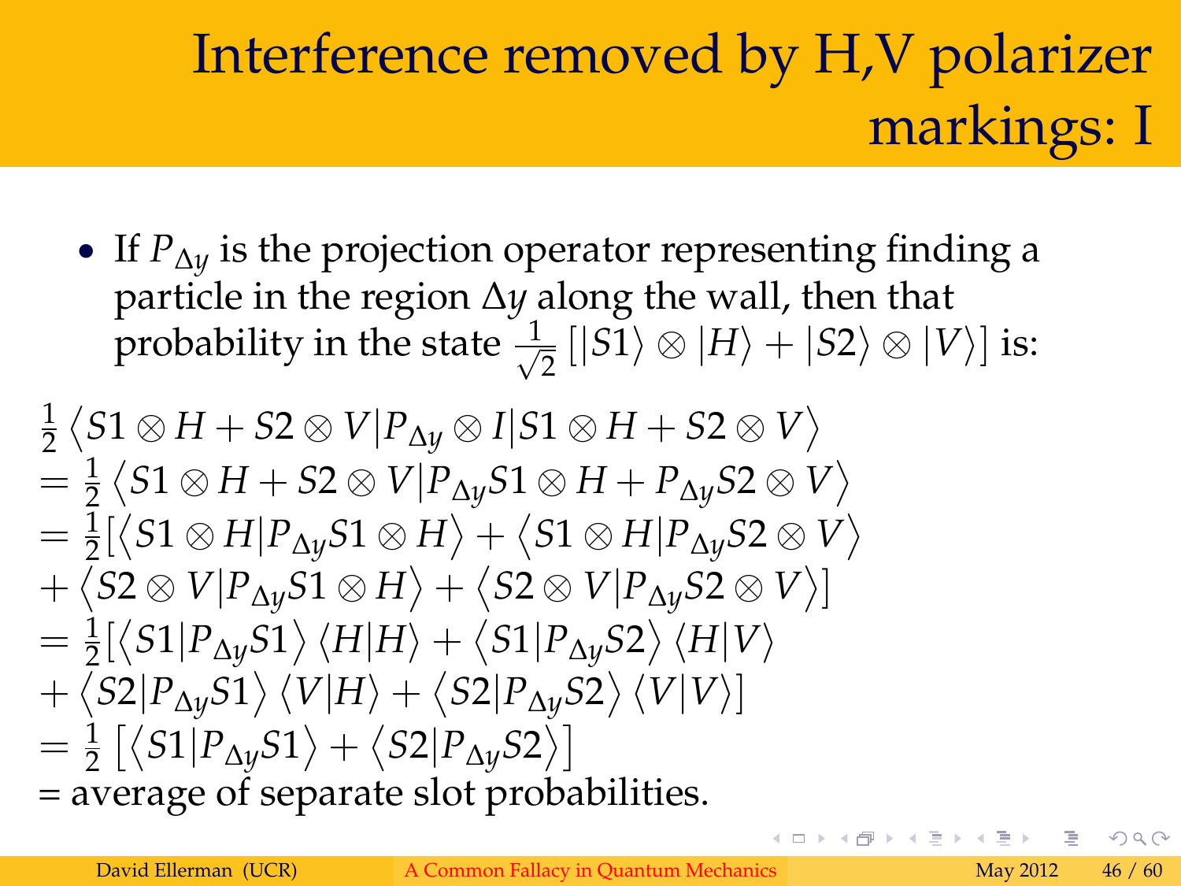# Interference removed by H,V polarizer markings: I

- If $P_{\Delta y}$ is the projection operator representing finding a particle in the region $\Delta y$ along the wall, then that probability in the state $\frac{1}{\sqrt{2}}\left[|S1\rangle \otimes |H\rangle + |S2\rangle \otimes |V\rangle\right]$ is:

$$
\begin{aligned}
&\tfrac{1}{2}\left\langle S1 \otimes H + S2 \otimes V \middle| P_{\Delta y} \otimes I \middle| S1 \otimes H + S2 \otimes V \right\rangle \\
&= \tfrac{1}{2}\left\langle S1 \otimes H + S2 \otimes V \middle| P_{\Delta y} S1 \otimes H + P_{\Delta y} S2 \otimes V \right\rangle \\
&= \tfrac{1}{2}[\left\langle S1 \otimes H \middle| P_{\Delta y} S1 \otimes H \right\rangle + \left\langle S1 \otimes H \middle| P_{\Delta y} S2 \otimes V \right\rangle \\
&+ \left\langle S2 \otimes V \middle| P_{\Delta y} S1 \otimes H \right\rangle + \left\langle S2 \otimes V \middle| P_{\Delta y} S2 \otimes V \right\rangle] \\
&= \tfrac{1}{2}[\left\langle S1 \middle| P_{\Delta y} S1 \right\rangle \langle H|H\rangle + \left\langle S1 \middle| P_{\Delta y} S2 \right\rangle \langle H|V\rangle \\
&+ \left\langle S2 \middle| P_{\Delta y} S1 \right\rangle \langle V|H\rangle + \left\langle S2 \middle| P_{\Delta y} S2 \right\rangle \langle V|V\rangle] \\
&= \tfrac{1}{2}\left[\left\langle S1 \middle| P_{\Delta y} S1 \right\rangle + \left\langle S2 \middle| P_{\Delta y} S2 \right\rangle\right]
\end{aligned}
$$

= average of separate slot probabilities.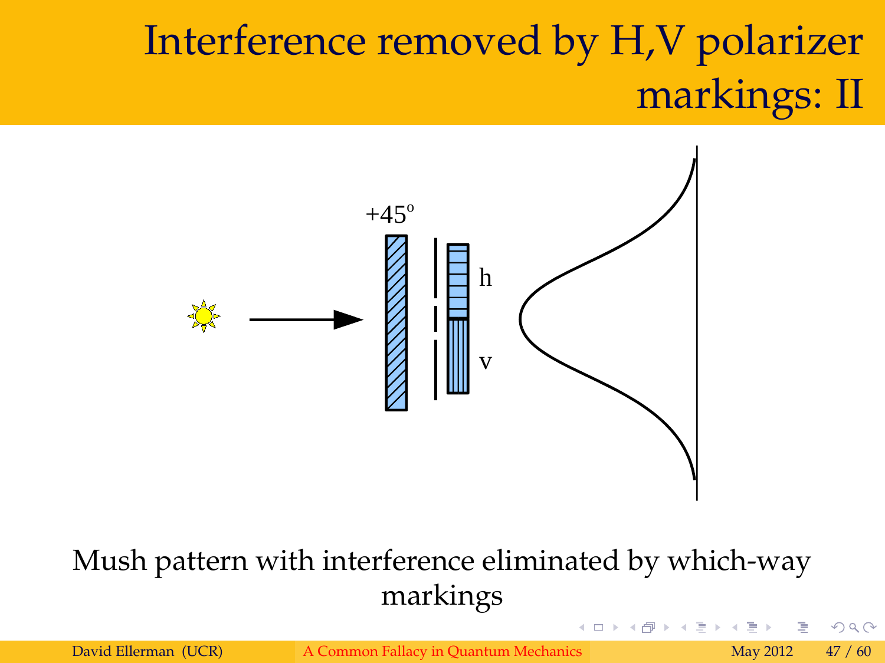# Interference removed by H,V polarizer markings: II

Mush pattern with interference eliminated by which-way markings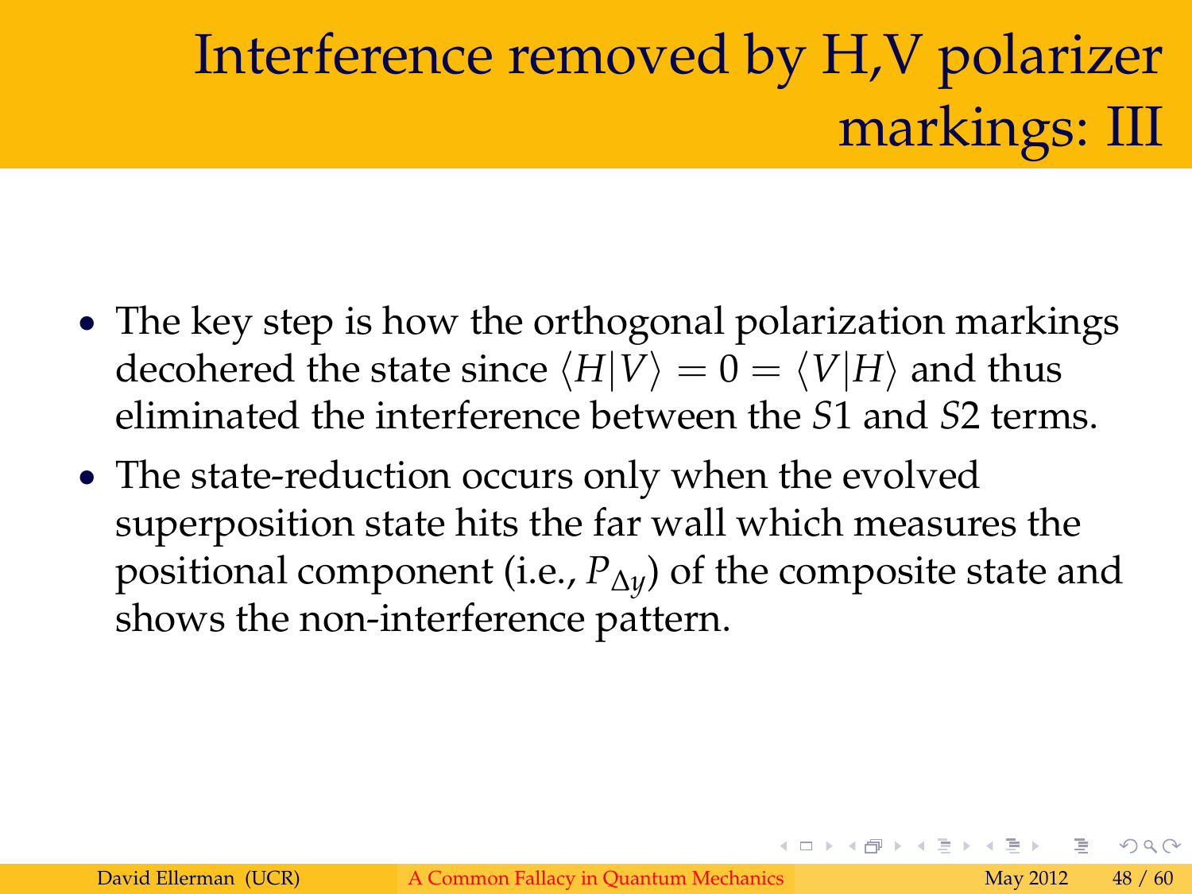# Interference removed by H,V polarizer markings: III

- The key step is how the orthogonal polarization markings decohered the state since $\langle H|V\rangle = 0 = \langle V|H\rangle$ and thus eliminated the interference between the $S1$ and $S2$ terms.
- The state-reduction occurs only when the evolved superposition state hits the far wall which measures the positional component (i.e., $P_{\Delta y}$) of the composite state and shows the non-interference pattern.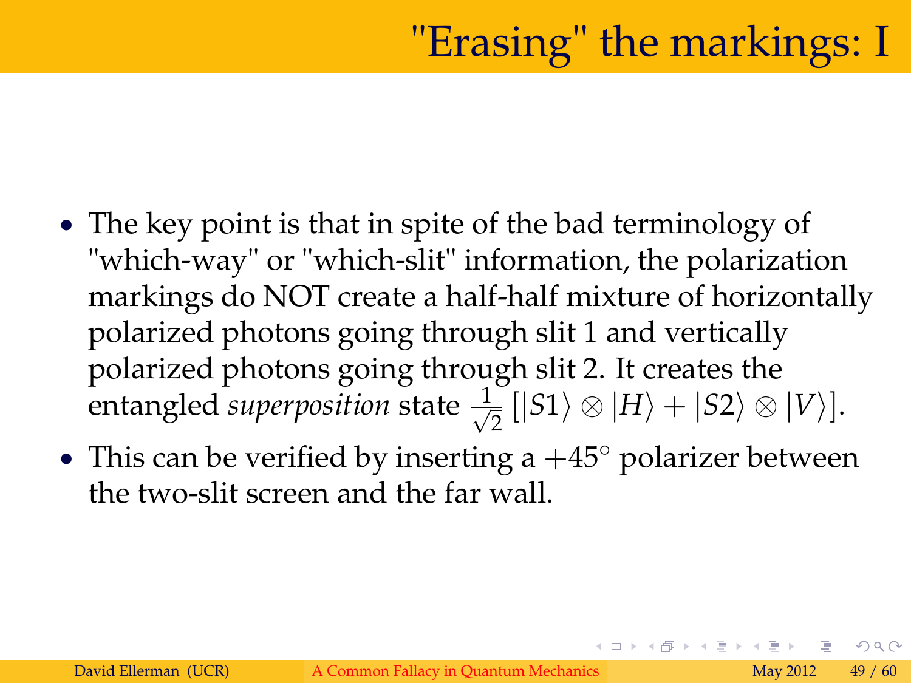# "Erasing" the markings: I

- The key point is that in spite of the bad terminology of "which-way" or "which-slit" information, the polarization markings do NOT create a half-half mixture of horizontally polarized photons going through slit 1 and vertically polarized photons going through slit 2. It creates the entangled *superposition* state $\frac{1}{\sqrt{2}}\left[|S1\rangle \otimes |H\rangle + |S2\rangle \otimes |V\rangle\right]$.
- This can be verified by inserting a $+45°$ polarizer between the two-slit screen and the far wall.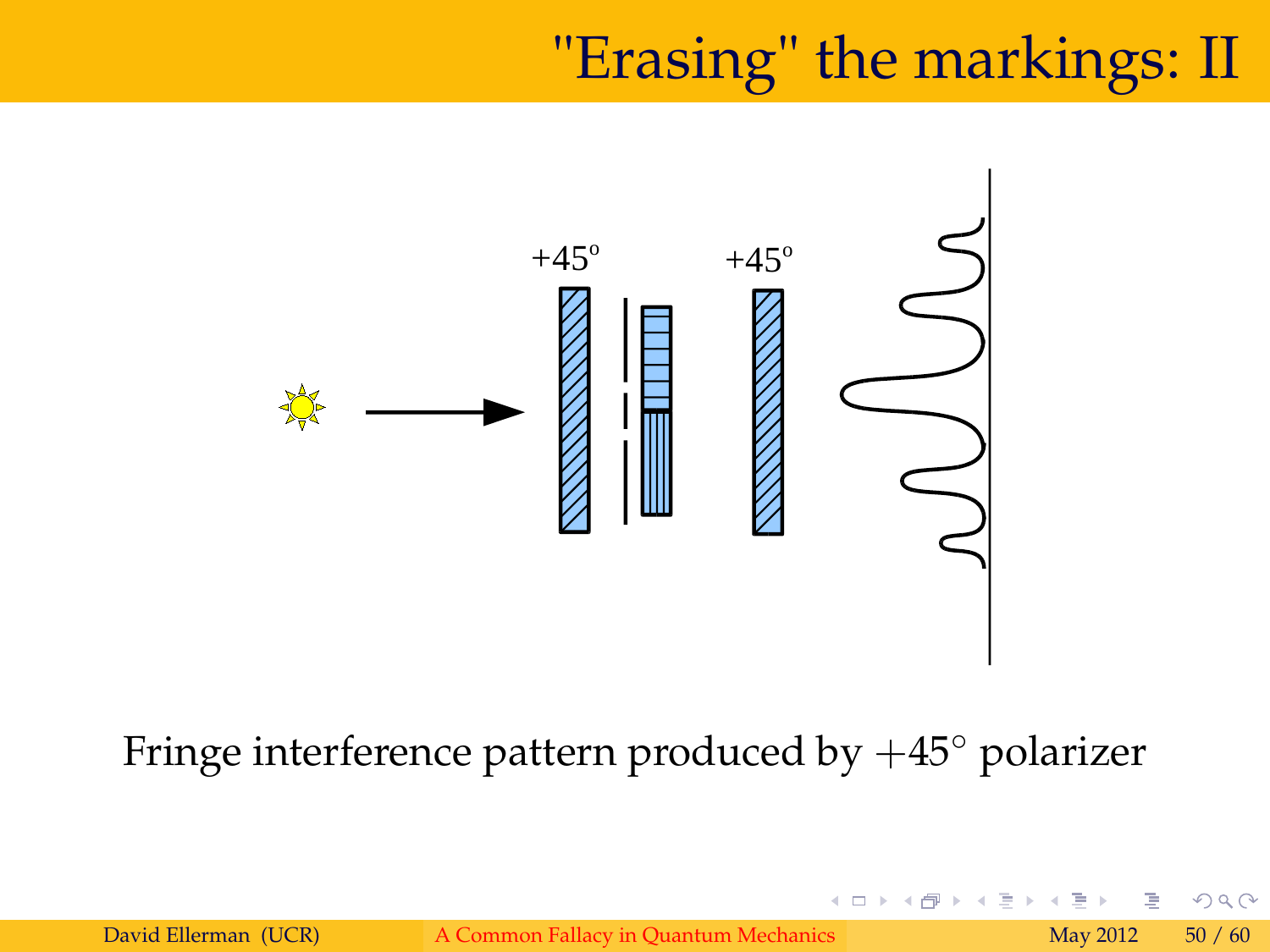# "Erasing" the markings: II

Fringe interference pattern produced by $+45^\circ$ polarizer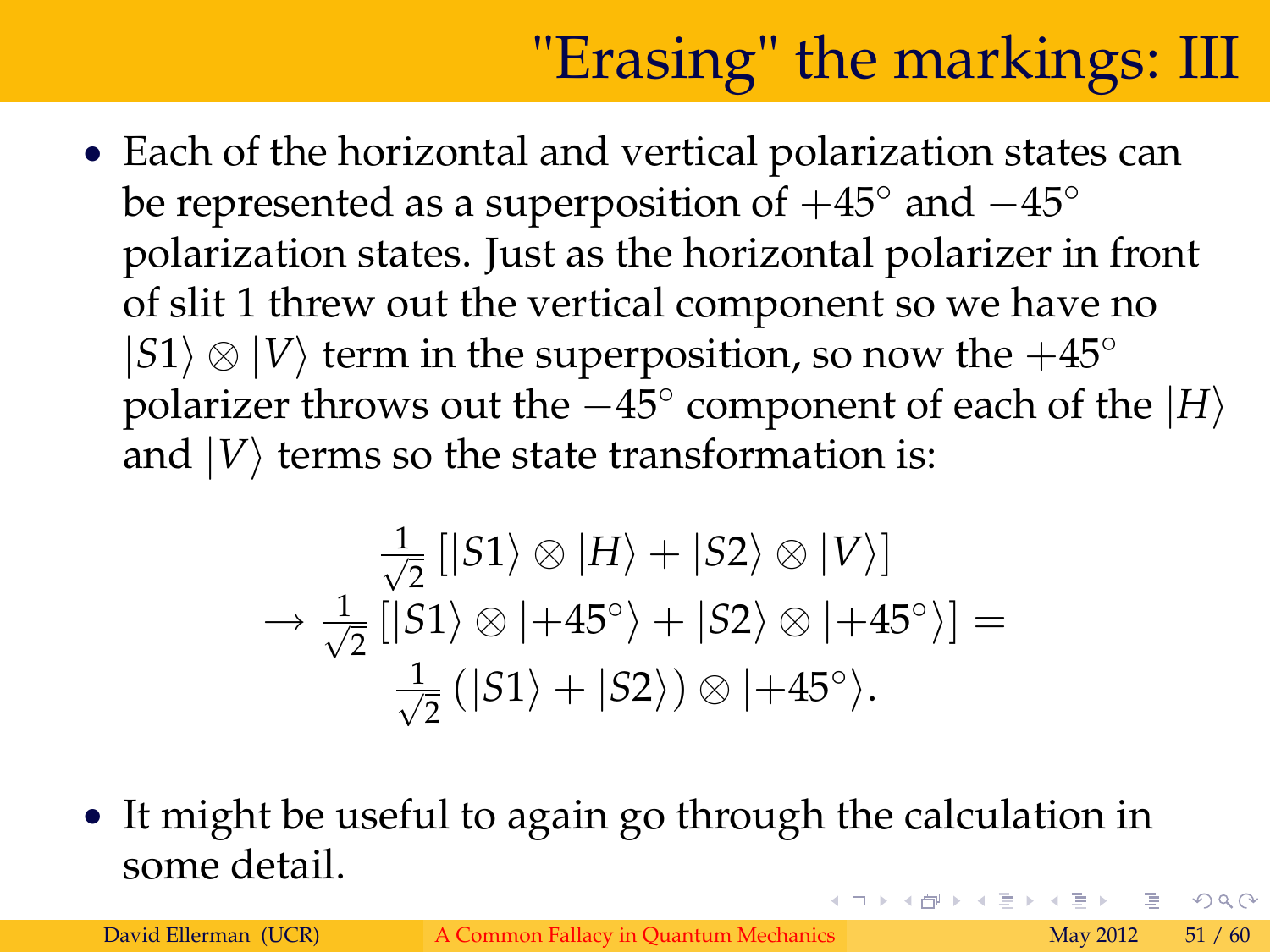# "Erasing" the markings: III

- Each of the horizontal and vertical polarization states can be represented as a superposition of $+45^{\circ}$ and $-45^{\circ}$ polarization states. Just as the horizontal polarizer in front of slit 1 threw out the vertical component so we have no $|S1\rangle \otimes |V\rangle$ term in the superposition, so now the $+45^{\circ}$ polarizer throws out the $-45^{\circ}$ component of each of the $|H\rangle$ and $|V\rangle$ terms so the state transformation is:

$$\frac{1}{\sqrt{2}}\left[|S1\rangle \otimes |H\rangle + |S2\rangle \otimes |V\rangle\right]$$
$$\rightarrow \frac{1}{\sqrt{2}}\left[|S1\rangle \otimes |+45^{\circ}\rangle + |S2\rangle \otimes |+45^{\circ}\rangle\right] =$$
$$\frac{1}{\sqrt{2}}\left(|S1\rangle + |S2\rangle\right) \otimes |+45^{\circ}\rangle.$$

- It might be useful to again go through the calculation in some detail.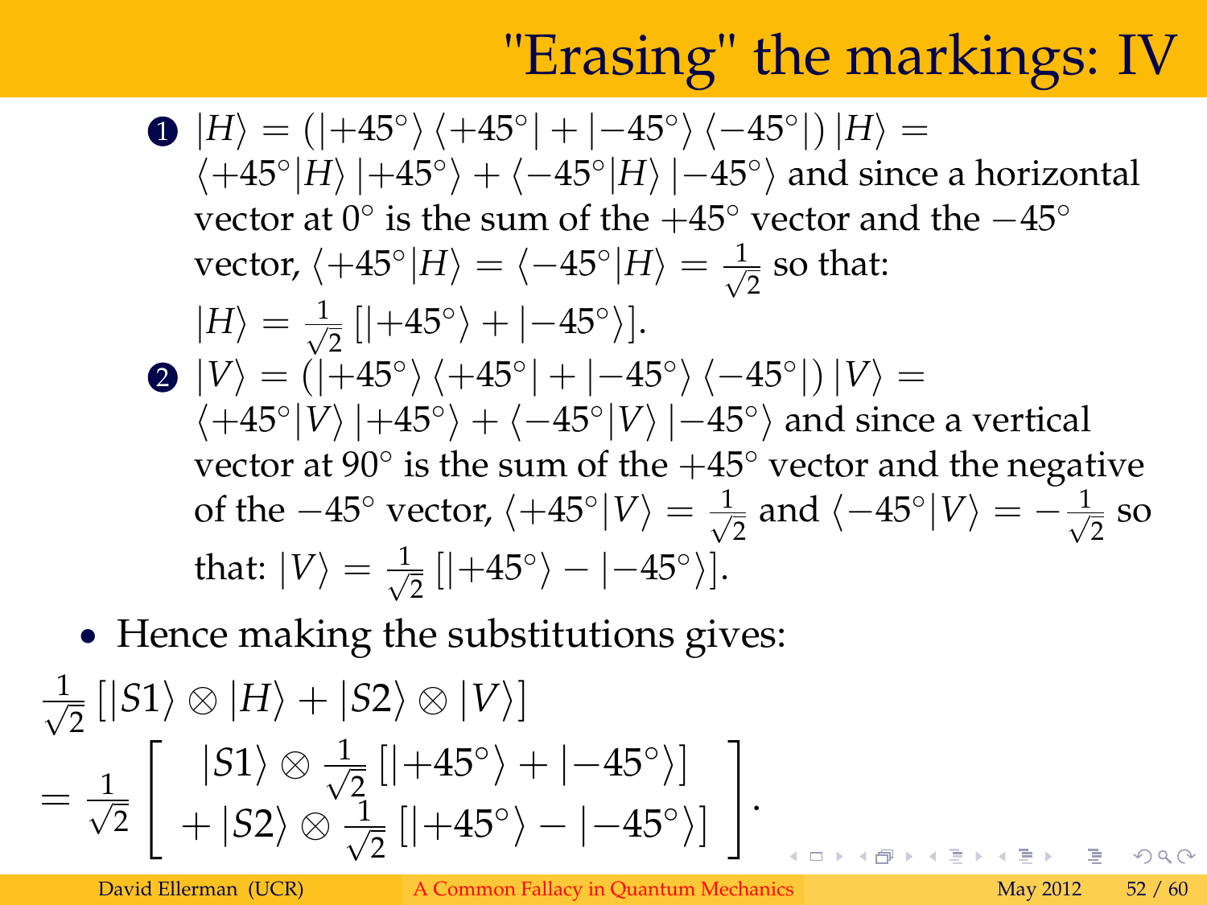# "Erasing" the markings: IV

1. $|H\rangle = (|+45^\circ\rangle\langle+45^\circ| + |-45^\circ\rangle\langle-45^\circ|)|H\rangle = \langle+45^\circ|H\rangle|+45^\circ\rangle + \langle-45^\circ|H\rangle|-45^\circ\rangle$ and since a horizontal vector at $0^\circ$ is the sum of the $+45^\circ$ vector and the $-45^\circ$ vector, $\langle+45^\circ|H\rangle = \langle-45^\circ|H\rangle = \frac{1}{\sqrt{2}}$ so that: $|H\rangle = \frac{1}{\sqrt{2}}[|+45^\circ\rangle + |-45^\circ\rangle]$.
2. $|V\rangle = (|+45^\circ\rangle\langle+45^\circ| + |-45^\circ\rangle\langle-45^\circ|)|V\rangle = \langle+45^\circ|V\rangle|+45^\circ\rangle + \langle-45^\circ|V\rangle|-45^\circ\rangle$ and since a vertical vector at $90^\circ$ is the sum of the $+45^\circ$ vector and the negative of the $-45^\circ$ vector, $\langle+45^\circ|V\rangle = \frac{1}{\sqrt{2}}$ and $\langle-45^\circ|V\rangle = -\frac{1}{\sqrt{2}}$ so that: $|V\rangle = \frac{1}{\sqrt{2}}[|+45^\circ\rangle - |-45^\circ\rangle]$.

- Hence making the substitutions gives:

$$\frac{1}{\sqrt{2}}[|S1\rangle \otimes |H\rangle + |S2\rangle \otimes |V\rangle]$$

$$= \frac{1}{\sqrt{2}}\begin{bmatrix} |S1\rangle \otimes \frac{1}{\sqrt{2}}[|+45^\circ\rangle + |-45^\circ\rangle] \\ +|S2\rangle \otimes \frac{1}{\sqrt{2}}[|+45^\circ\rangle - |-45^\circ\rangle] \end{bmatrix}.$$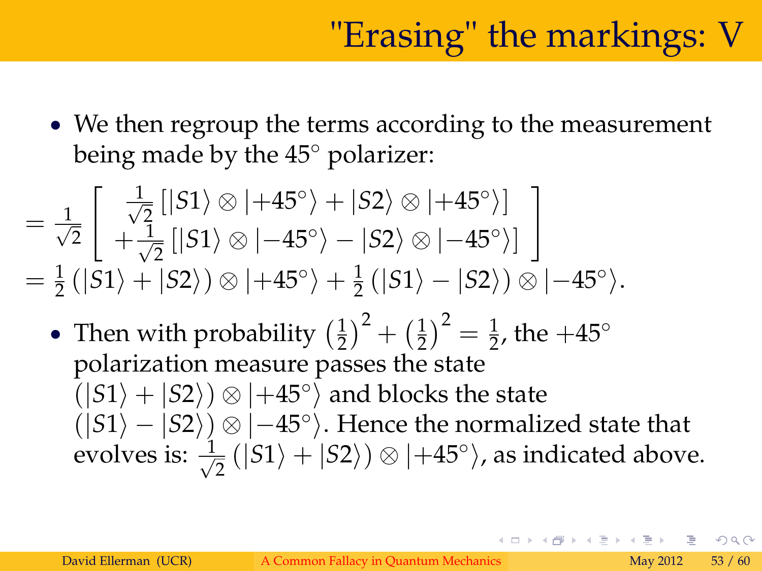# "Erasing" the markings: V

- We then regroup the terms according to the measurement being made by the 45° polarizer:

$$
= \frac{1}{\sqrt{2}} \left[ \begin{array}{c} \frac{1}{\sqrt{2}} \left[ |S1\rangle \otimes |{+45^\circ}\rangle + |S2\rangle \otimes |{+45^\circ}\rangle \right] \\ + \frac{1}{\sqrt{2}} \left[ |S1\rangle \otimes |{-45^\circ}\rangle - |S2\rangle \otimes |{-45^\circ}\rangle \right] \end{array} \right]
$$

$$
= \frac{1}{2} \left( |S1\rangle + |S2\rangle \right) \otimes |{+45^\circ}\rangle + \frac{1}{2} \left( |S1\rangle - |S2\rangle \right) \otimes |{-45^\circ}\rangle .
$$

- Then with probability $\left(\frac{1}{2}\right)^2 + \left(\frac{1}{2}\right)^2 = \frac{1}{2}$, the $+45^\circ$ polarization measure passes the state $\left( |S1\rangle + |S2\rangle \right) \otimes |{+45^\circ}\rangle$ and blocks the state $\left( |S1\rangle - |S2\rangle \right) \otimes |{-45^\circ}\rangle$. Hence the normalized state that evolves is: $\frac{1}{\sqrt{2}} \left( |S1\rangle + |S2\rangle \right) \otimes |{+45^\circ}\rangle$, as indicated above.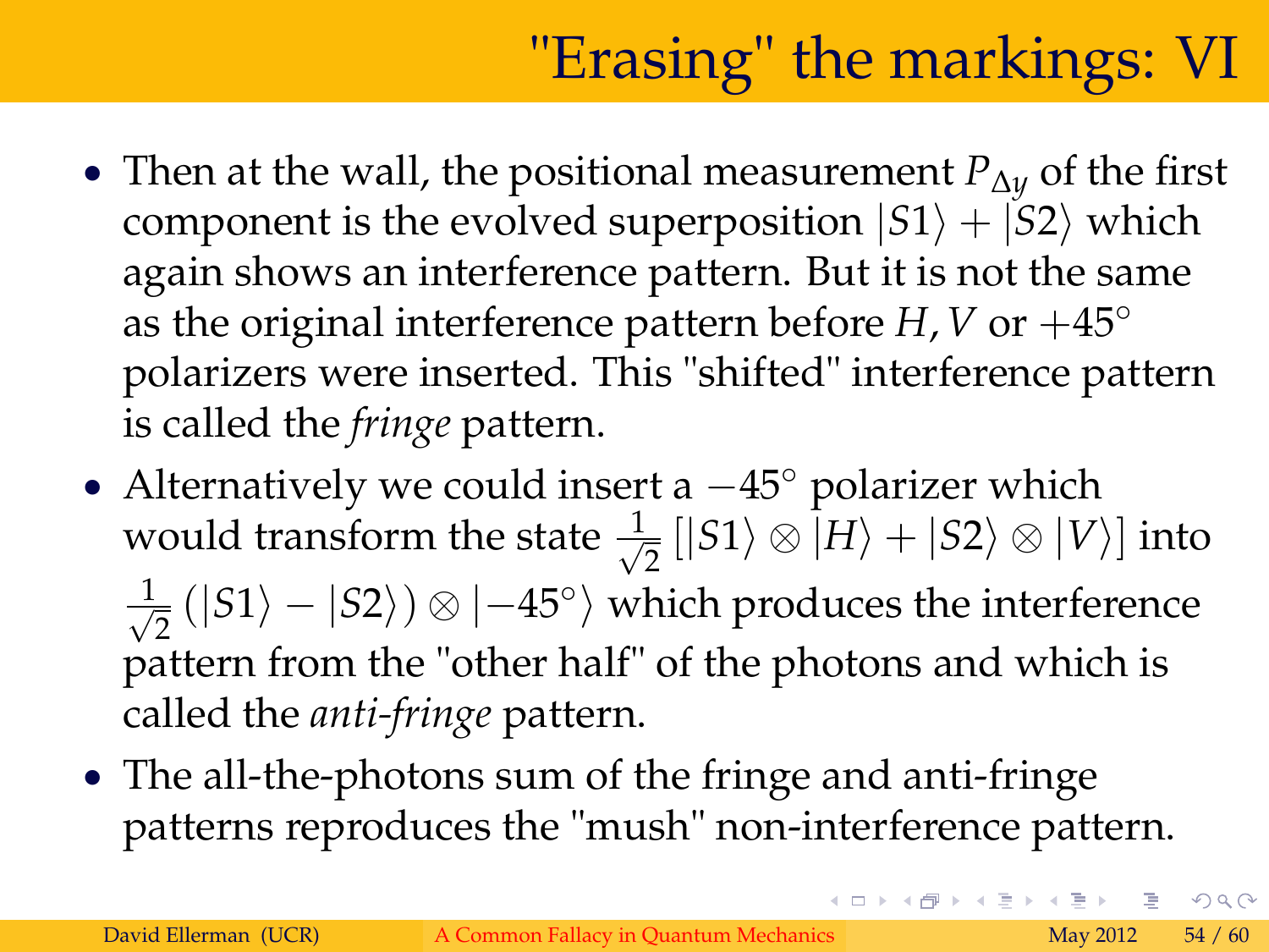# "Erasing" the markings: VI

- Then at the wall, the positional measurement $P_{\Delta y}$ of the first component is the evolved superposition $|S1\rangle + |S2\rangle$ which again shows an interference pattern. But it is not the same as the original interference pattern before $H, V$ or $+45^\circ$ polarizers were inserted. This "shifted" interference pattern is called the *fringe* pattern.
- Alternatively we could insert a $-45^\circ$ polarizer which would transform the state $\frac{1}{\sqrt{2}} [|S1\rangle \otimes |H\rangle + |S2\rangle \otimes |V\rangle]$ into $\frac{1}{\sqrt{2}} (|S1\rangle - |S2\rangle) \otimes |-45^\circ\rangle$ which produces the interference pattern from the "other half" of the photons and which is called the *anti-fringe* pattern.
- The all-the-photons sum of the fringe and anti-fringe patterns reproduces the "mush" non-interference pattern.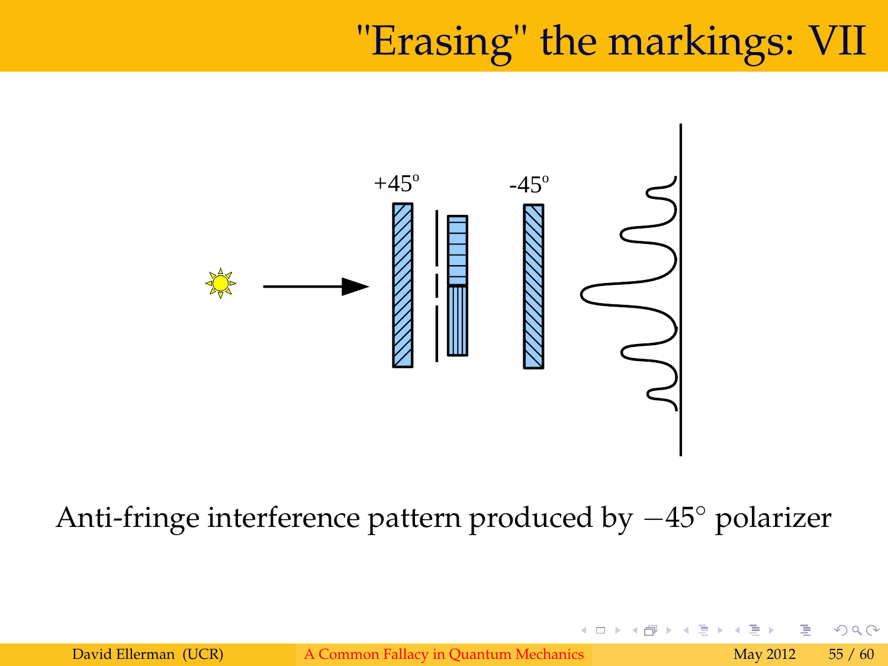# "Erasing" the markings: VII

+45° -45°

Anti-fringe interference pattern produced by $-45^{\circ}$ polarizer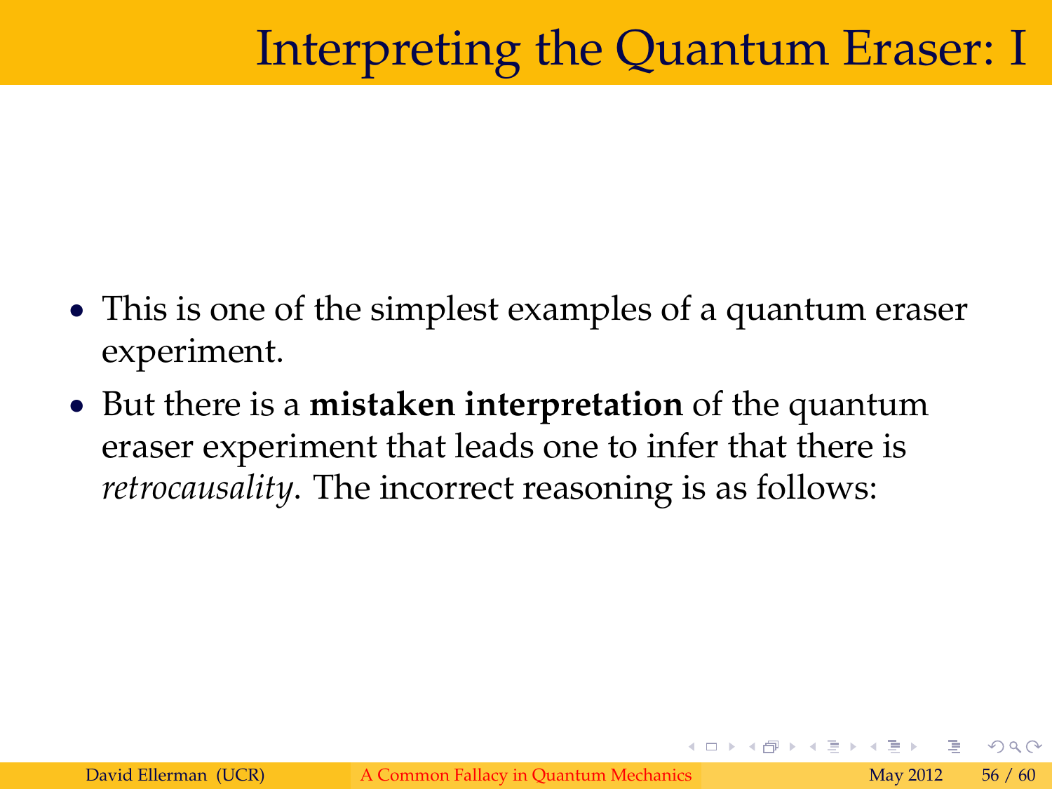# Interpreting the Quantum Eraser: I

- This is one of the simplest examples of a quantum eraser experiment.
- But there is a **mistaken interpretation** of the quantum eraser experiment that leads one to infer that there is *retrocausality*. The incorrect reasoning is as follows: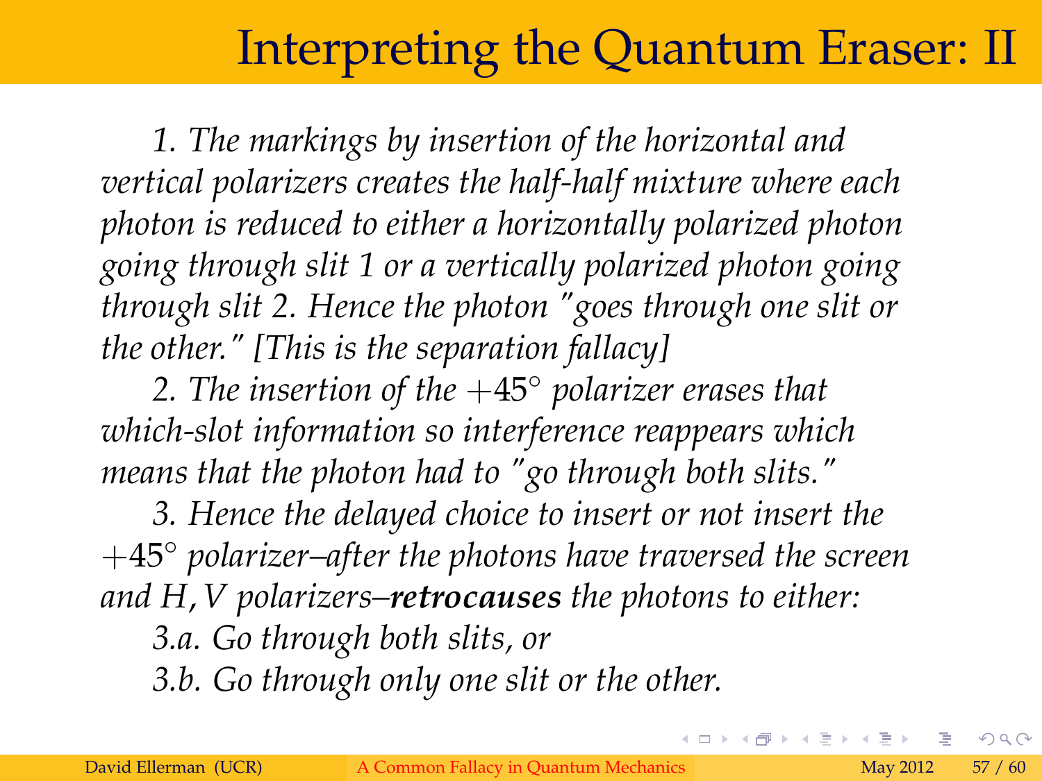# Interpreting the Quantum Eraser: II

*1. The markings by insertion of the horizontal and vertical polarizers creates the half-half mixture where each photon is reduced to either a horizontally polarized photon going through slit 1 or a vertically polarized photon going through slit 2. Hence the photon "goes through one slit or the other." [This is the separation fallacy]*

*2. The insertion of the $+45^{\circ}$ polarizer erases that which-slot information so interference reappears which means that the photon had to "go through both slits."*

*3. Hence the delayed choice to insert or not insert the $+45^{\circ}$ polarizer–after the photons have traversed the screen and $H, V$ polarizers–**retrocauses** the photons to either:*

*3.a. Go through both slits, or*

*3.b. Go through only one slit or the other.*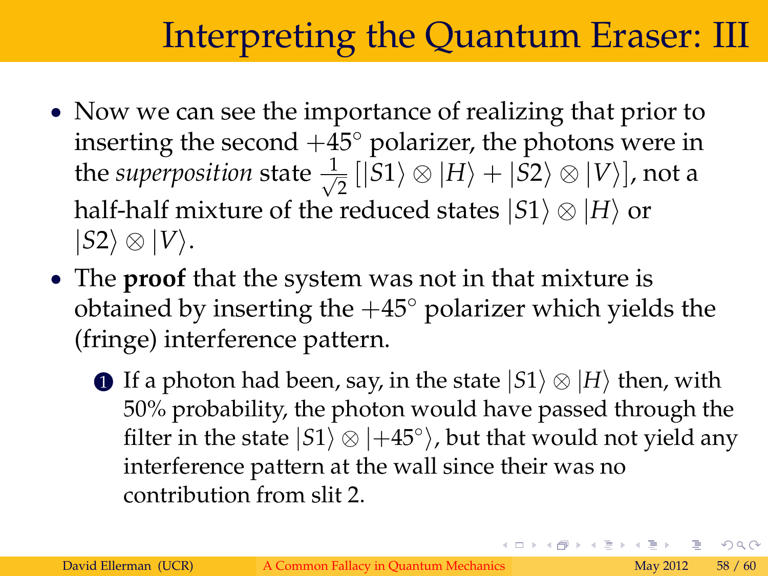# Interpreting the Quantum Eraser: III

- Now we can see the importance of realizing that prior to inserting the second $+45^\circ$ polarizer, the photons were in the *superposition* state $\frac{1}{\sqrt{2}}\left[|S1\rangle \otimes |H\rangle + |S2\rangle \otimes |V\rangle\right]$, not a half-half mixture of the reduced states $|S1\rangle \otimes |H\rangle$ or $|S2\rangle \otimes |V\rangle$.
- The **proof** that the system was not in that mixture is obtained by inserting the $+45^\circ$ polarizer which yields the (fringe) interference pattern.
  1. If a photon had been, say, in the state $|S1\rangle \otimes |H\rangle$ then, with 50% probability, the photon would have passed through the filter in the state $|S1\rangle \otimes |+45^\circ\rangle$, but that would not yield any interference pattern at the wall since their was no contribution from slit 2.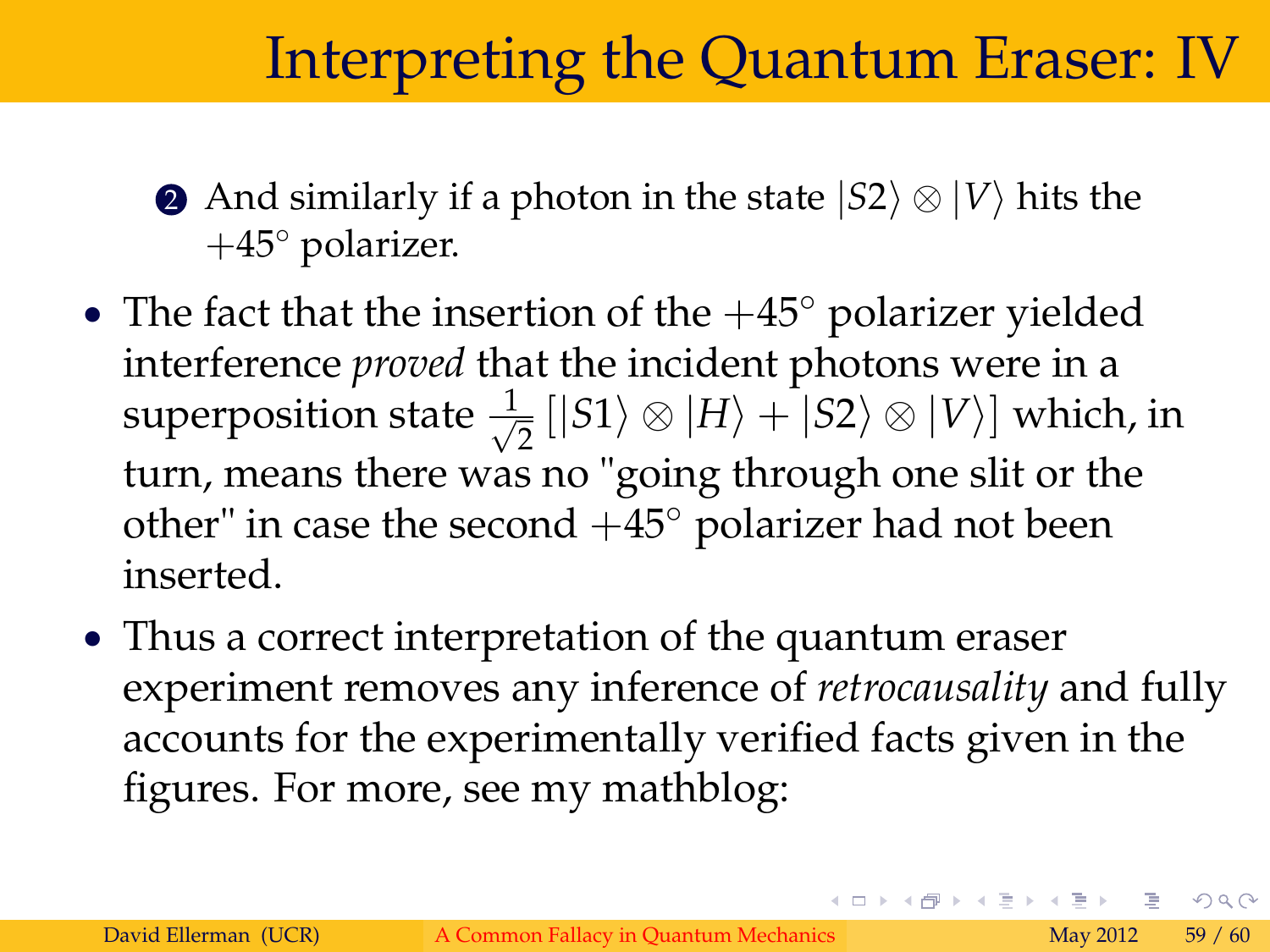# Interpreting the Quantum Eraser: IV

2. And similarly if a photon in the state $|S2\rangle \otimes |V\rangle$ hits the $+45^{\circ}$ polarizer.

- The fact that the insertion of the $+45^{\circ}$ polarizer yielded interference *proved* that the incident photons were in a superposition state $\frac{1}{\sqrt{2}} [|S1\rangle \otimes |H\rangle + |S2\rangle \otimes |V\rangle]$ which, in turn, means there was no "going through one slit or the other" in case the second $+45^{\circ}$ polarizer had not been inserted.
- Thus a correct interpretation of the quantum eraser experiment removes any inference of *retrocausality* and fully accounts for the experimentally verified facts given in the figures. For more, see my mathblog: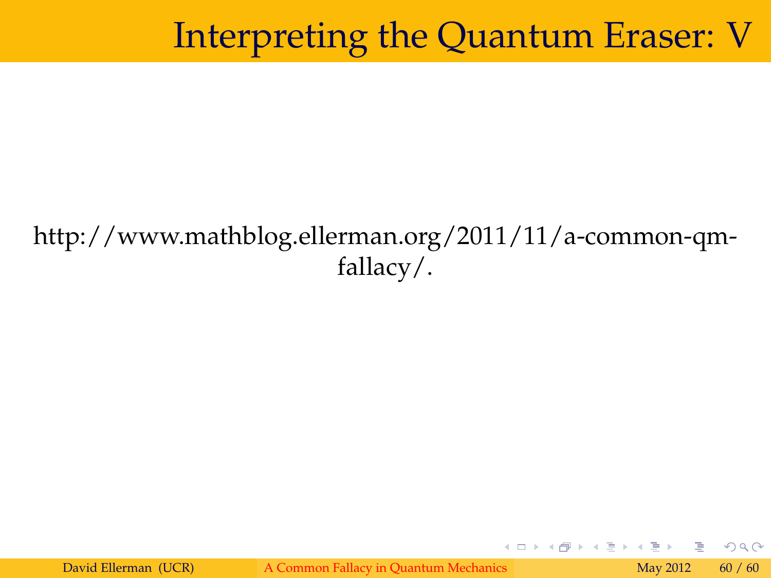# Interpreting the Quantum Eraser: V

http://www.mathblog.ellerman.org/2011/11/a-common-qm-fallacy/.